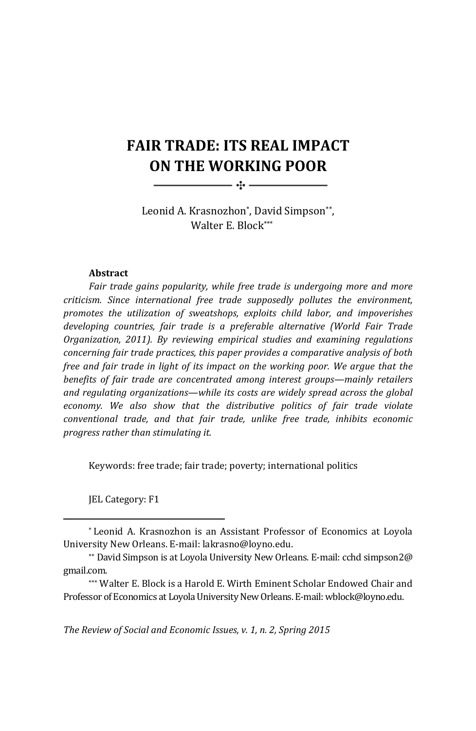# FAIR TRADE: ITS REAL IMPACT ON THE WORKING POOR

Leonid A. Krasnozhon[*], David Simpson[**], Walter E. Block[***]

**Abstract**

*Fair trade gains popularity, while free trade is undergoing more and more criticism. Since international free trade supposedly pollutes the environment, promotes the utilization of sweatshops, exploits child labor, and impoverishes developing countries, fair trade is a preferable alternative (World Fair Trade Organization, 2011). By reviewing empirical studies and examining regulations concerning fair trade practices, this paper provides a comparative analysis of both free and fair trade in light of its impact on the working poor. We argue that the benefits of fair trade are concentrated among interest groups—mainly retailers and regulating organizations—while its costs are widely spread across the global economy. We also show that the distributive politics of fair trade violate conventional trade, and that fair trade, unlike free trade, inhibits economic progress rather than stimulating it.*

Keywords: free trade; fair trade; poverty; international politics

JEL Category: F1

---

[*] Leonid A. Krasnozhon is an Assistant Professor of Economics at Loyola University New Orleans. E-mail: lakrasno@loyno.edu.

[**] David Simpson is at Loyola University New Orleans. E-mail: cchd simpson2@gmail.com.

[***] Walter E. Block is a Harold E. Wirth Eminent Scholar Endowed Chair and Professor of Economics at Loyola University New Orleans. E-mail: wblock@loyno.edu.

*The Review of Social and Economic Issues, v. 1, n. 2, Spring 2015*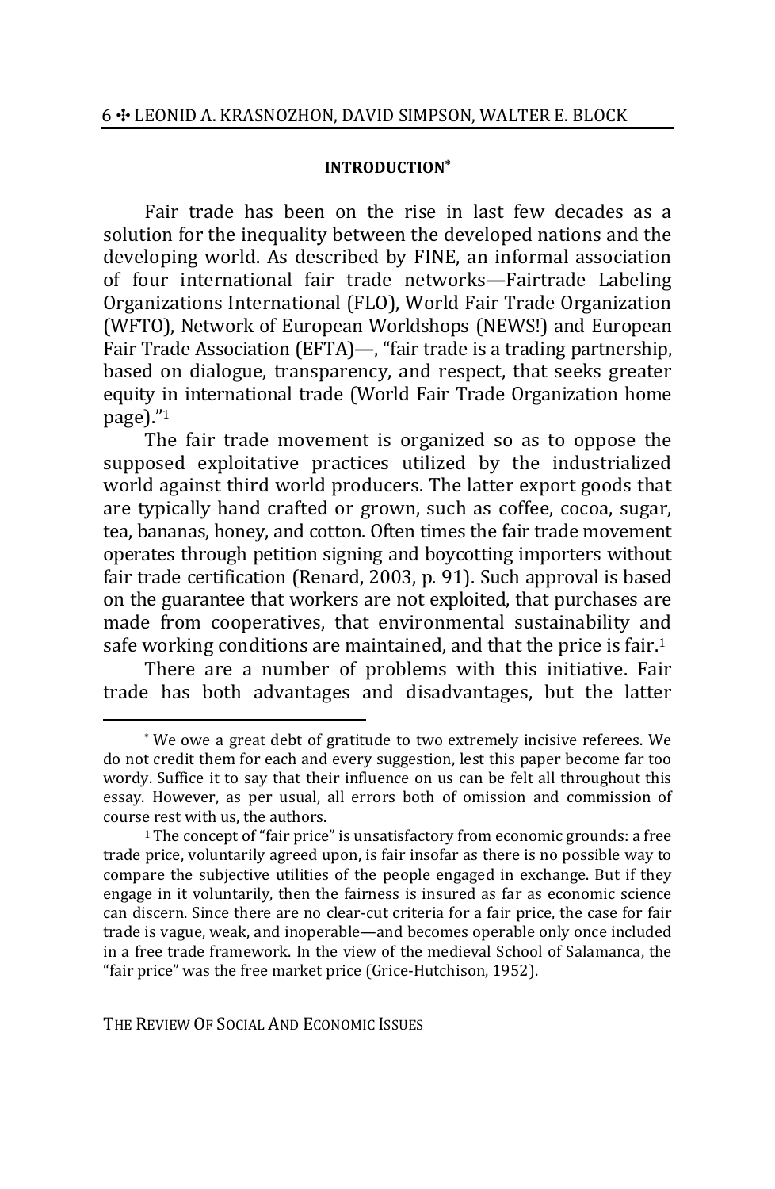## INTRODUCTION[*]

Fair trade has been on the rise in last few decades as a solution for the inequality between the developed nations and the developing world. As described by FINE, an informal association of four international fair trade networks—Fairtrade Labeling Organizations International (FLO), World Fair Trade Organization (WFTO), Network of European Worldshops (NEWS!) and European Fair Trade Association (EFTA)—, "fair trade is a trading partnership, based on dialogue, transparency, and respect, that seeks greater equity in international trade (World Fair Trade Organization home page)."[1]

The fair trade movement is organized so as to oppose the supposed exploitative practices utilized by the industrialized world against third world producers. The latter export goods that are typically hand crafted or grown, such as coffee, cocoa, sugar, tea, bananas, honey, and cotton. Often times the fair trade movement operates through petition signing and boycotting importers without fair trade certification (Renard, 2003, p. 91). Such approval is based on the guarantee that workers are not exploited, that purchases are made from cooperatives, that environmental sustainability and safe working conditions are maintained, and that the price is fair.[1]

There are a number of problems with this initiative. Fair trade has both advantages and disadvantages, but the latter

---

[*] We owe a great debt of gratitude to two extremely incisive referees. We do not credit them for each and every suggestion, lest this paper become far too wordy. Suffice it to say that their influence on us can be felt all throughout this essay. However, as per usual, all errors both of omission and commission of course rest with us, the authors.

[1] The concept of "fair price" is unsatisfactory from economic grounds: a free trade price, voluntarily agreed upon, is fair insofar as there is no possible way to compare the subjective utilities of the people engaged in exchange. But if they engage in it voluntarily, then the fairness is insured as far as economic science can discern. Since there are no clear-cut criteria for a fair price, the case for fair trade is vague, weak, and inoperable—and becomes operable only once included in a free trade framework. In the view of the medieval School of Salamanca, the "fair price" was the free market price (Grice-Hutchison, 1952).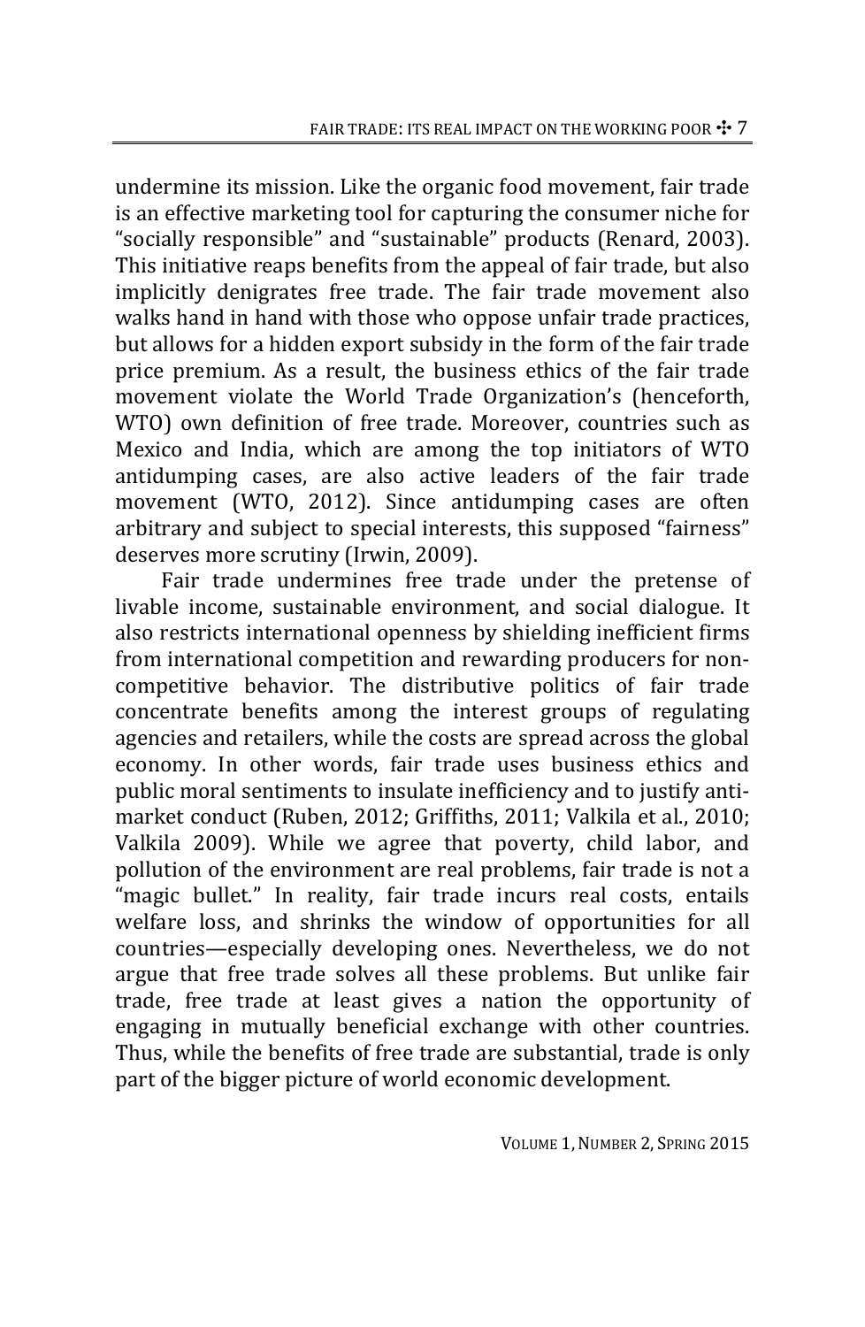undermine its mission. Like the organic food movement, fair trade is an effective marketing tool for capturing the consumer niche for "socially responsible" and "sustainable" products (Renard, 2003). This initiative reaps benefits from the appeal of fair trade, but also implicitly denigrates free trade. The fair trade movement also walks hand in hand with those who oppose unfair trade practices, but allows for a hidden export subsidy in the form of the fair trade price premium. As a result, the business ethics of the fair trade movement violate the World Trade Organization's (henceforth, WTO) own definition of free trade. Moreover, countries such as Mexico and India, which are among the top initiators of WTO antidumping cases, are also active leaders of the fair trade movement (WTO, 2012). Since antidumping cases are often arbitrary and subject to special interests, this supposed "fairness" deserves more scrutiny (Irwin, 2009).

Fair trade undermines free trade under the pretense of livable income, sustainable environment, and social dialogue. It also restricts international openness by shielding inefficient firms from international competition and rewarding producers for non-competitive behavior. The distributive politics of fair trade concentrate benefits among the interest groups of regulating agencies and retailers, while the costs are spread across the global economy. In other words, fair trade uses business ethics and public moral sentiments to insulate inefficiency and to justify anti-market conduct (Ruben, 2012; Griffiths, 2011; Valkila et al., 2010; Valkila 2009). While we agree that poverty, child labor, and pollution of the environment are real problems, fair trade is not a "magic bullet." In reality, fair trade incurs real costs, entails welfare loss, and shrinks the window of opportunities for all countries—especially developing ones. Nevertheless, we do not argue that free trade solves all these problems. But unlike fair trade, free trade at least gives a nation the opportunity of engaging in mutually beneficial exchange with other countries. Thus, while the benefits of free trade are substantial, trade is only part of the bigger picture of world economic development.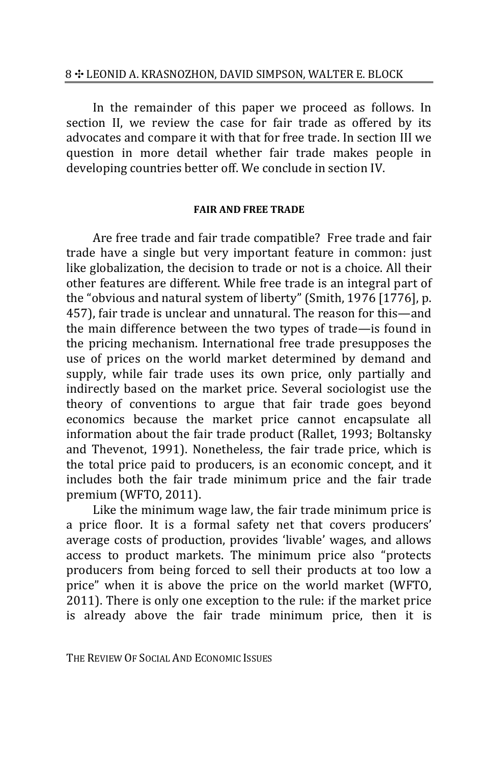In the remainder of this paper we proceed as follows. In section II, we review the case for fair trade as offered by its advocates and compare it with that for free trade. In section III we question in more detail whether fair trade makes people in developing countries better off. We conclude in section IV.

## FAIR AND FREE TRADE

Are free trade and fair trade compatible? Free trade and fair trade have a single but very important feature in common: just like globalization, the decision to trade or not is a choice. All their other features are different. While free trade is an integral part of the "obvious and natural system of liberty" (Smith, 1976 [1776], p. 457), fair trade is unclear and unnatural. The reason for this—and the main difference between the two types of trade—is found in the pricing mechanism. International free trade presupposes the use of prices on the world market determined by demand and supply, while fair trade uses its own price, only partially and indirectly based on the market price. Several sociologist use the theory of conventions to argue that fair trade goes beyond economics because the market price cannot encapsulate all information about the fair trade product (Rallet, 1993; Boltansky and Thevenot, 1991). Nonetheless, the fair trade price, which is the total price paid to producers, is an economic concept, and it includes both the fair trade minimum price and the fair trade premium (WFTO, 2011).

Like the minimum wage law, the fair trade minimum price is a price floor. It is a formal safety net that covers producers' average costs of production, provides 'livable' wages, and allows access to product markets. The minimum price also "protects producers from being forced to sell their products at too low a price" when it is above the price on the world market (WFTO, 2011). There is only one exception to the rule: if the market price is already above the fair trade minimum price, then it is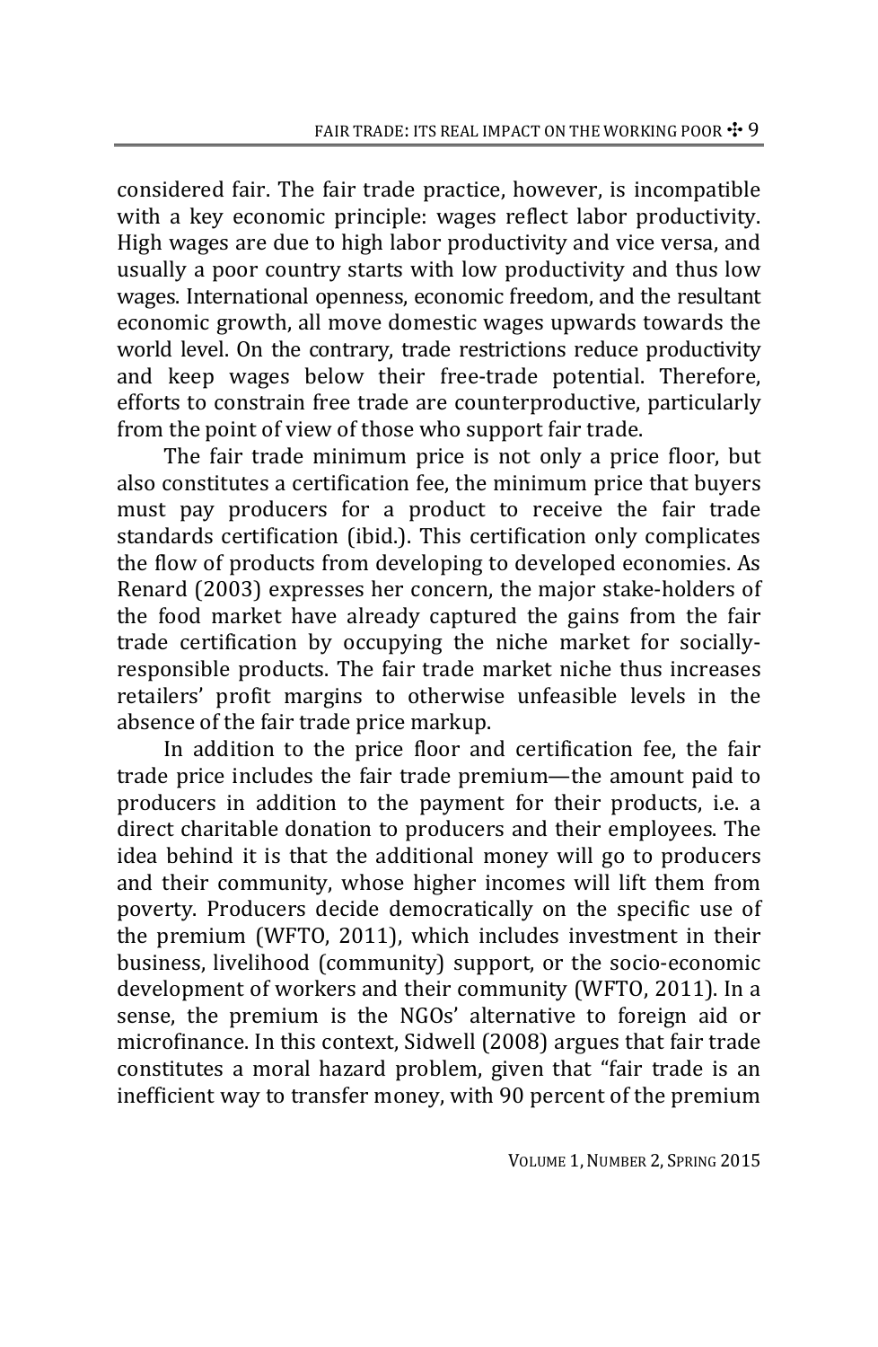considered fair. The fair trade practice, however, is incompatible with a key economic principle: wages reflect labor productivity. High wages are due to high labor productivity and vice versa, and usually a poor country starts with low productivity and thus low wages. International openness, economic freedom, and the resultant economic growth, all move domestic wages upwards towards the world level. On the contrary, trade restrictions reduce productivity and keep wages below their free-trade potential. Therefore, efforts to constrain free trade are counterproductive, particularly from the point of view of those who support fair trade.

The fair trade minimum price is not only a price floor, but also constitutes a certification fee, the minimum price that buyers must pay producers for a product to receive the fair trade standards certification (ibid.). This certification only complicates the flow of products from developing to developed economies. As Renard (2003) expresses her concern, the major stake-holders of the food market have already captured the gains from the fair trade certification by occupying the niche market for socially-responsible products. The fair trade market niche thus increases retailers' profit margins to otherwise unfeasible levels in the absence of the fair trade price markup.

In addition to the price floor and certification fee, the fair trade price includes the fair trade premium—the amount paid to producers in addition to the payment for their products, i.e. a direct charitable donation to producers and their employees. The idea behind it is that the additional money will go to producers and their community, whose higher incomes will lift them from poverty. Producers decide democratically on the specific use of the premium (WFTO, 2011), which includes investment in their business, livelihood (community) support, or the socio-economic development of workers and their community (WFTO, 2011). In a sense, the premium is the NGOs' alternative to foreign aid or microfinance. In this context, Sidwell (2008) argues that fair trade constitutes a moral hazard problem, given that "fair trade is an inefficient way to transfer money, with 90 percent of the premium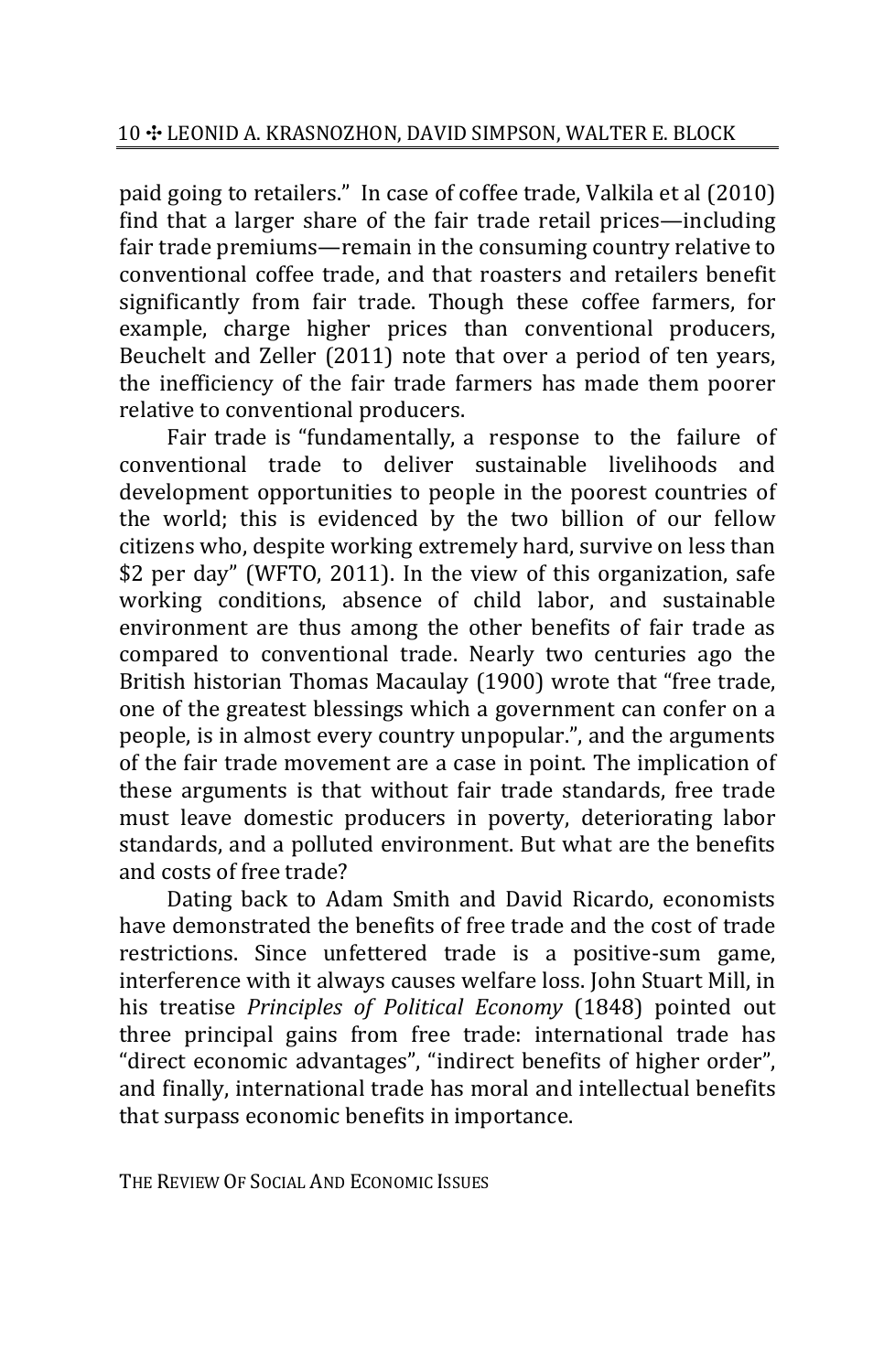paid going to retailers." In case of coffee trade, Valkila et al (2010) find that a larger share of the fair trade retail prices—including fair trade premiums—remain in the consuming country relative to conventional coffee trade, and that roasters and retailers benefit significantly from fair trade. Though these coffee farmers, for example, charge higher prices than conventional producers, Beuchelt and Zeller (2011) note that over a period of ten years, the inefficiency of the fair trade farmers has made them poorer relative to conventional producers.

Fair trade is "fundamentally, a response to the failure of conventional trade to deliver sustainable livelihoods and development opportunities to people in the poorest countries of the world; this is evidenced by the two billion of our fellow citizens who, despite working extremely hard, survive on less than $2 per day" (WFTO, 2011). In the view of this organization, safe working conditions, absence of child labor, and sustainable environment are thus among the other benefits of fair trade as compared to conventional trade. Nearly two centuries ago the British historian Thomas Macaulay (1900) wrote that "free trade, one of the greatest blessings which a government can confer on a people, is in almost every country unpopular.", and the arguments of the fair trade movement are a case in point. The implication of these arguments is that without fair trade standards, free trade must leave domestic producers in poverty, deteriorating labor standards, and a polluted environment. But what are the benefits and costs of free trade?

Dating back to Adam Smith and David Ricardo, economists have demonstrated the benefits of free trade and the cost of trade restrictions. Since unfettered trade is a positive-sum game, interference with it always causes welfare loss. John Stuart Mill, in his treatise *Principles of Political Economy* (1848) pointed out three principal gains from free trade: international trade has "direct economic advantages", "indirect benefits of higher order", and finally, international trade has moral and intellectual benefits that surpass economic benefits in importance.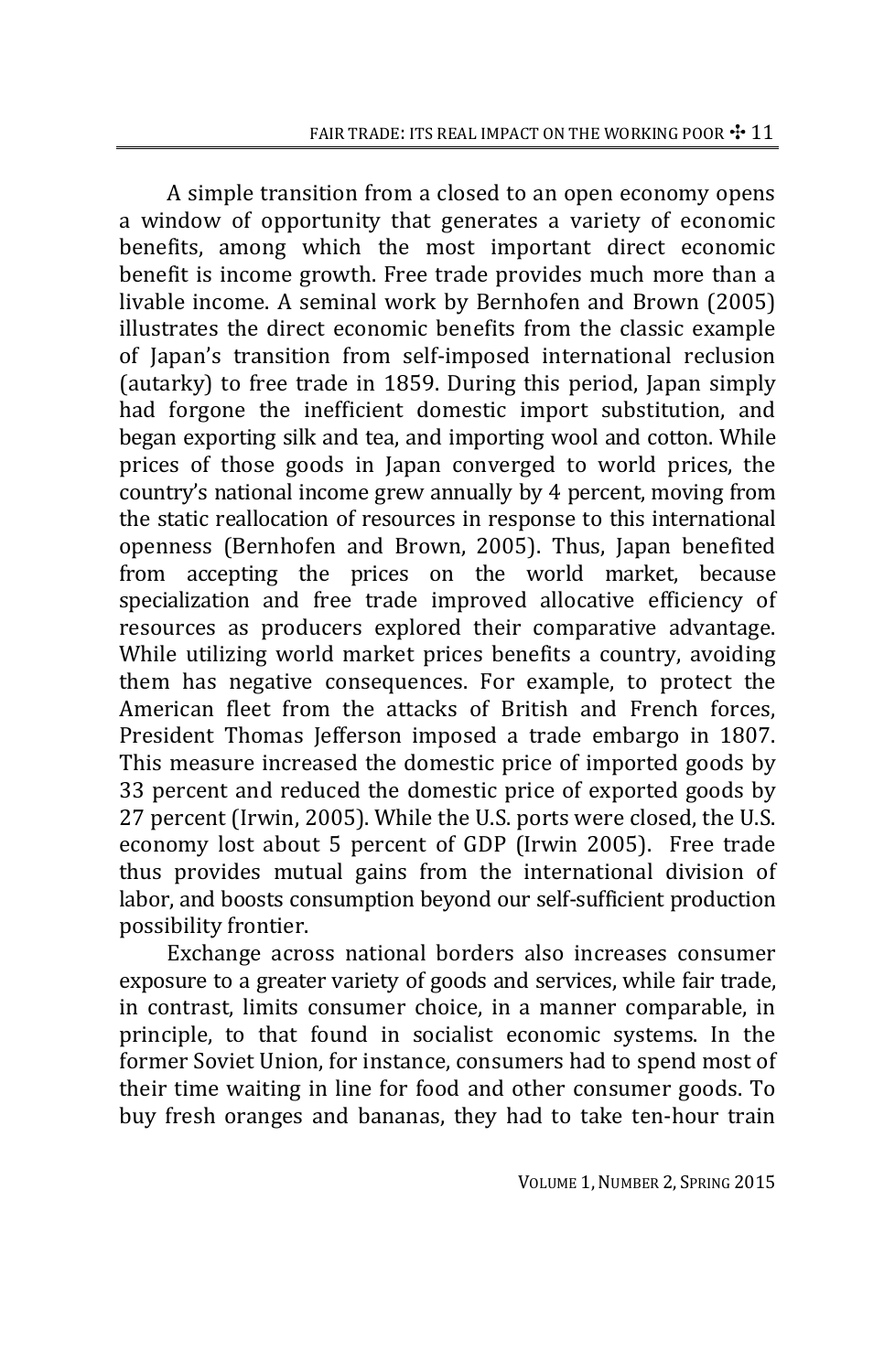A simple transition from a closed to an open economy opens a window of opportunity that generates a variety of economic benefits, among which the most important direct economic benefit is income growth. Free trade provides much more than a livable income. A seminal work by Bernhofen and Brown (2005) illustrates the direct economic benefits from the classic example of Japan's transition from self-imposed international reclusion (autarky) to free trade in 1859. During this period, Japan simply had forgone the inefficient domestic import substitution, and began exporting silk and tea, and importing wool and cotton. While prices of those goods in Japan converged to world prices, the country's national income grew annually by 4 percent, moving from the static reallocation of resources in response to this international openness (Bernhofen and Brown, 2005). Thus, Japan benefited from accepting the prices on the world market, because specialization and free trade improved allocative efficiency of resources as producers explored their comparative advantage. While utilizing world market prices benefits a country, avoiding them has negative consequences. For example, to protect the American fleet from the attacks of British and French forces, President Thomas Jefferson imposed a trade embargo in 1807. This measure increased the domestic price of imported goods by 33 percent and reduced the domestic price of exported goods by 27 percent (Irwin, 2005). While the U.S. ports were closed, the U.S. economy lost about 5 percent of GDP (Irwin 2005). Free trade thus provides mutual gains from the international division of labor, and boosts consumption beyond our self-sufficient production possibility frontier.

Exchange across national borders also increases consumer exposure to a greater variety of goods and services, while fair trade, in contrast, limits consumer choice, in a manner comparable, in principle, to that found in socialist economic systems. In the former Soviet Union, for instance, consumers had to spend most of their time waiting in line for food and other consumer goods. To buy fresh oranges and bananas, they had to take ten-hour train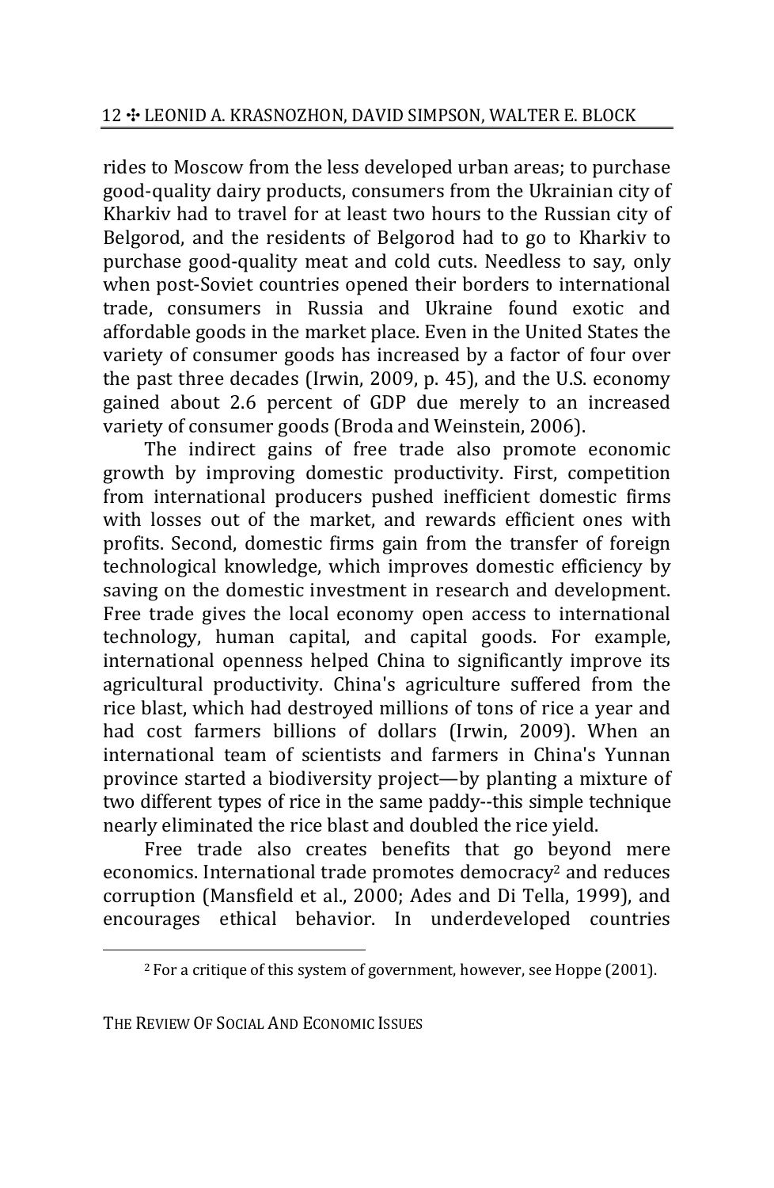rides to Moscow from the less developed urban areas; to purchase good-quality dairy products, consumers from the Ukrainian city of Kharkiv had to travel for at least two hours to the Russian city of Belgorod, and the residents of Belgorod had to go to Kharkiv to purchase good-quality meat and cold cuts. Needless to say, only when post-Soviet countries opened their borders to international trade, consumers in Russia and Ukraine found exotic and affordable goods in the market place. Even in the United States the variety of consumer goods has increased by a factor of four over the past three decades (Irwin, 2009, p. 45), and the U.S. economy gained about 2.6 percent of GDP due merely to an increased variety of consumer goods (Broda and Weinstein, 2006).

The indirect gains of free trade also promote economic growth by improving domestic productivity. First, competition from international producers pushed inefficient domestic firms with losses out of the market, and rewards efficient ones with profits. Second, domestic firms gain from the transfer of foreign technological knowledge, which improves domestic efficiency by saving on the domestic investment in research and development. Free trade gives the local economy open access to international technology, human capital, and capital goods. For example, international openness helped China to significantly improve its agricultural productivity. China's agriculture suffered from the rice blast, which had destroyed millions of tons of rice a year and had cost farmers billions of dollars (Irwin, 2009). When an international team of scientists and farmers in China's Yunnan province started a biodiversity project—by planting a mixture of two different types of rice in the same paddy--this simple technique nearly eliminated the rice blast and doubled the rice yield.

Free trade also creates benefits that go beyond mere economics. International trade promotes democracy[2] and reduces corruption (Mansfield et al., 2000; Ades and Di Tella, 1999), and encourages ethical behavior. In underdeveloped countries

[2] For a critique of this system of government, however, see Hoppe (2001).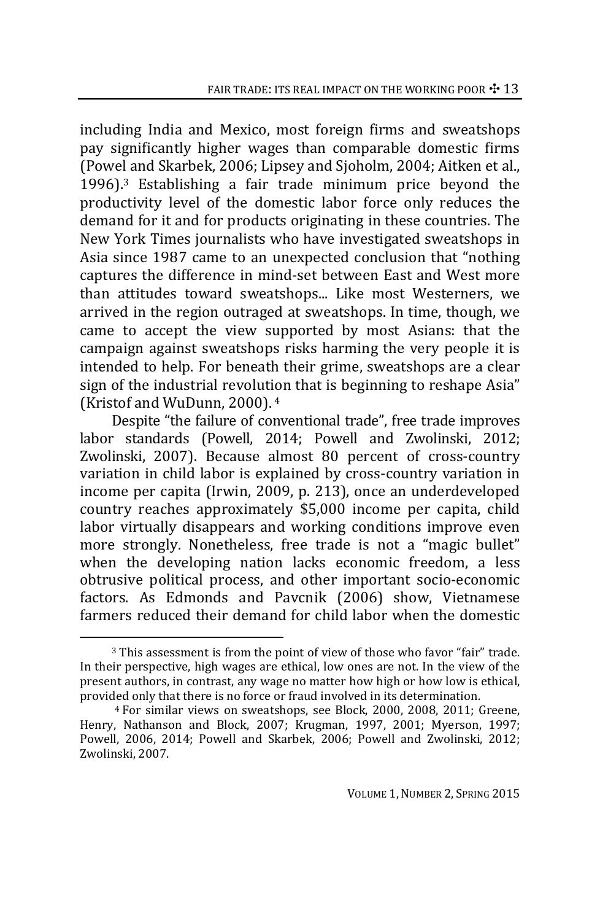including India and Mexico, most foreign firms and sweatshops pay significantly higher wages than comparable domestic firms (Powel and Skarbek, 2006; Lipsey and Sjoholm, 2004; Aitken et al., 1996).[3] Establishing a fair trade minimum price beyond the productivity level of the domestic labor force only reduces the demand for it and for products originating in these countries. The New York Times journalists who have investigated sweatshops in Asia since 1987 came to an unexpected conclusion that "nothing captures the difference in mind-set between East and West more than attitudes toward sweatshops... Like most Westerners, we arrived in the region outraged at sweatshops. In time, though, we came to accept the view supported by most Asians: that the campaign against sweatshops risks harming the very people it is intended to help. For beneath their grime, sweatshops are a clear sign of the industrial revolution that is beginning to reshape Asia" (Kristof and WuDunn, 2000).[4]

Despite "the failure of conventional trade", free trade improves labor standards (Powell, 2014; Powell and Zwolinski, 2012; Zwolinski, 2007). Because almost 80 percent of cross-country variation in child labor is explained by cross-country variation in income per capita (Irwin, 2009, p. 213), once an underdeveloped country reaches approximately $5,000 income per capita, child labor virtually disappears and working conditions improve even more strongly. Nonetheless, free trade is not a "magic bullet" when the developing nation lacks economic freedom, a less obtrusive political process, and other important socio-economic factors. As Edmonds and Pavcnik (2006) show, Vietnamese farmers reduced their demand for child labor when the domestic

---

[3] This assessment is from the point of view of those who favor "fair" trade. In their perspective, high wages are ethical, low ones are not. In the view of the present authors, in contrast, any wage no matter how high or how low is ethical, provided only that there is no force or fraud involved in its determination.

[4] For similar views on sweatshops, see Block, 2000, 2008, 2011; Greene, Henry, Nathanson and Block, 2007; Krugman, 1997, 2001; Myerson, 1997; Powell, 2006, 2014; Powell and Skarbek, 2006; Powell and Zwolinski, 2012; Zwolinski, 2007.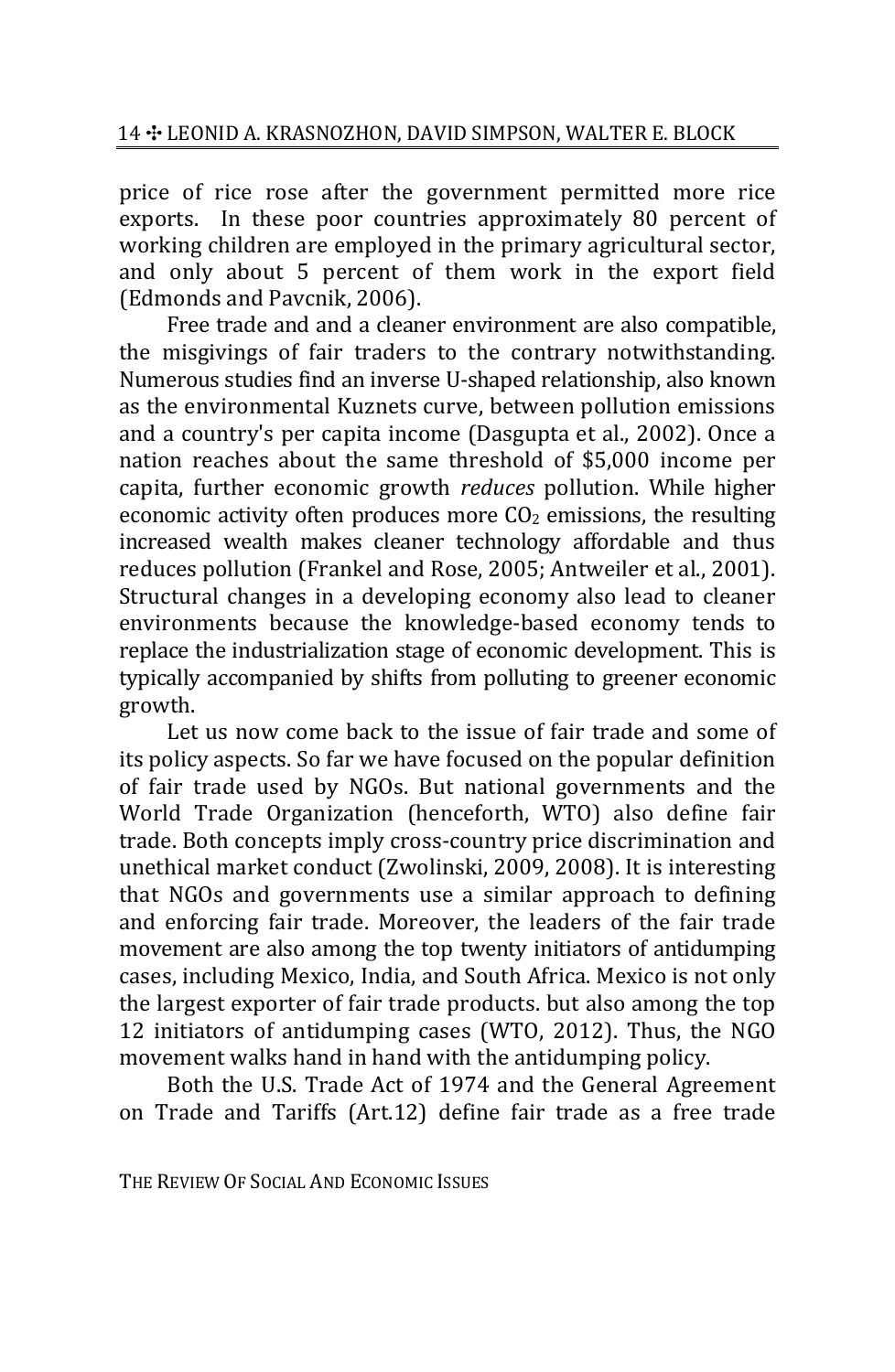price of rice rose after the government permitted more rice exports. In these poor countries approximately 80 percent of working children are employed in the primary agricultural sector, and only about 5 percent of them work in the export field (Edmonds and Pavcnik, 2006).

Free trade and and a cleaner environment are also compatible, the misgivings of fair traders to the contrary notwithstanding. Numerous studies find an inverse U-shaped relationship, also known as the environmental Kuznets curve, between pollution emissions and a country's per capita income (Dasgupta et al., 2002). Once a nation reaches about the same threshold of $5,000 income per capita, further economic growth *reduces* pollution. While higher economic activity often produces more $CO_2$ emissions, the resulting increased wealth makes cleaner technology affordable and thus reduces pollution (Frankel and Rose, 2005; Antweiler et al., 2001). Structural changes in a developing economy also lead to cleaner environments because the knowledge-based economy tends to replace the industrialization stage of economic development. This is typically accompanied by shifts from polluting to greener economic growth.

Let us now come back to the issue of fair trade and some of its policy aspects. So far we have focused on the popular definition of fair trade used by NGOs. But national governments and the World Trade Organization (henceforth, WTO) also define fair trade. Both concepts imply cross-country price discrimination and unethical market conduct (Zwolinski, 2009, 2008). It is interesting that NGOs and governments use a similar approach to defining and enforcing fair trade. Moreover, the leaders of the fair trade movement are also among the top twenty initiators of antidumping cases, including Mexico, India, and South Africa. Mexico is not only the largest exporter of fair trade products. but also among the top 12 initiators of antidumping cases (WTO, 2012). Thus, the NGO movement walks hand in hand with the antidumping policy.

Both the U.S. Trade Act of 1974 and the General Agreement on Trade and Tariffs (Art.12) define fair trade as a free trade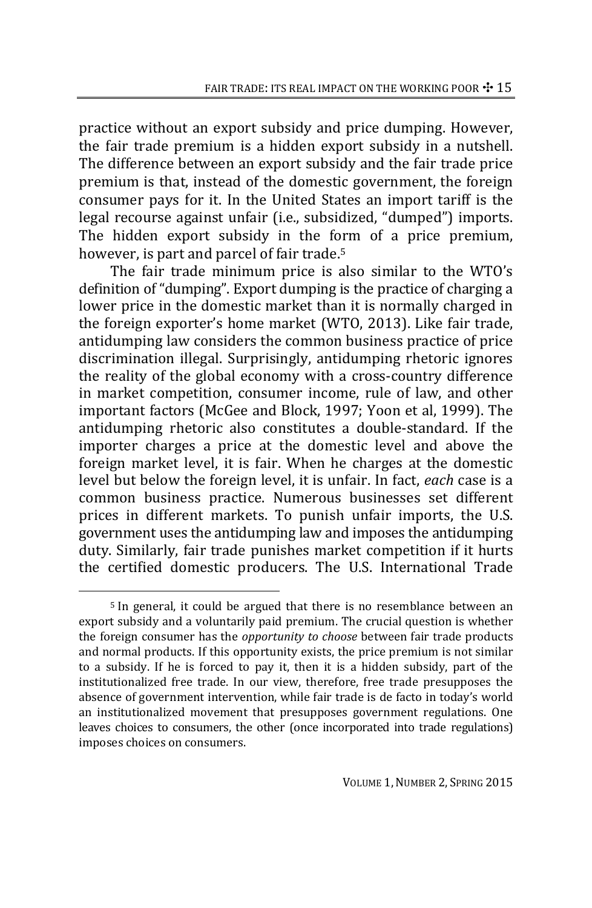practice without an export subsidy and price dumping. However, the fair trade premium is a hidden export subsidy in a nutshell. The difference between an export subsidy and the fair trade price premium is that, instead of the domestic government, the foreign consumer pays for it. In the United States an import tariff is the legal recourse against unfair (i.e., subsidized, "dumped") imports. The hidden export subsidy in the form of a price premium, however, is part and parcel of fair trade.[5]

The fair trade minimum price is also similar to the WTO's definition of "dumping". Export dumping is the practice of charging a lower price in the domestic market than it is normally charged in the foreign exporter's home market (WTO, 2013). Like fair trade, antidumping law considers the common business practice of price discrimination illegal. Surprisingly, antidumping rhetoric ignores the reality of the global economy with a cross-country difference in market competition, consumer income, rule of law, and other important factors (McGee and Block, 1997; Yoon et al, 1999). The antidumping rhetoric also constitutes a double-standard. If the importer charges a price at the domestic level and above the foreign market level, it is fair. When he charges at the domestic level but below the foreign level, it is unfair. In fact, *each* case is a common business practice. Numerous businesses set different prices in different markets. To punish unfair imports, the U.S. government uses the antidumping law and imposes the antidumping duty. Similarly, fair trade punishes market competition if it hurts the certified domestic producers. The U.S. International Trade

---

[5] In general, it could be argued that there is no resemblance between an export subsidy and a voluntarily paid premium. The crucial question is whether the foreign consumer has the *opportunity to choose* between fair trade products and normal products. If this opportunity exists, the price premium is not similar to a subsidy. If he is forced to pay it, then it is a hidden subsidy, part of the institutionalized free trade. In our view, therefore, free trade presupposes the absence of government intervention, while fair trade is de facto in today's world an institutionalized movement that presupposes government regulations. One leaves choices to consumers, the other (once incorporated into trade regulations) imposes choices on consumers.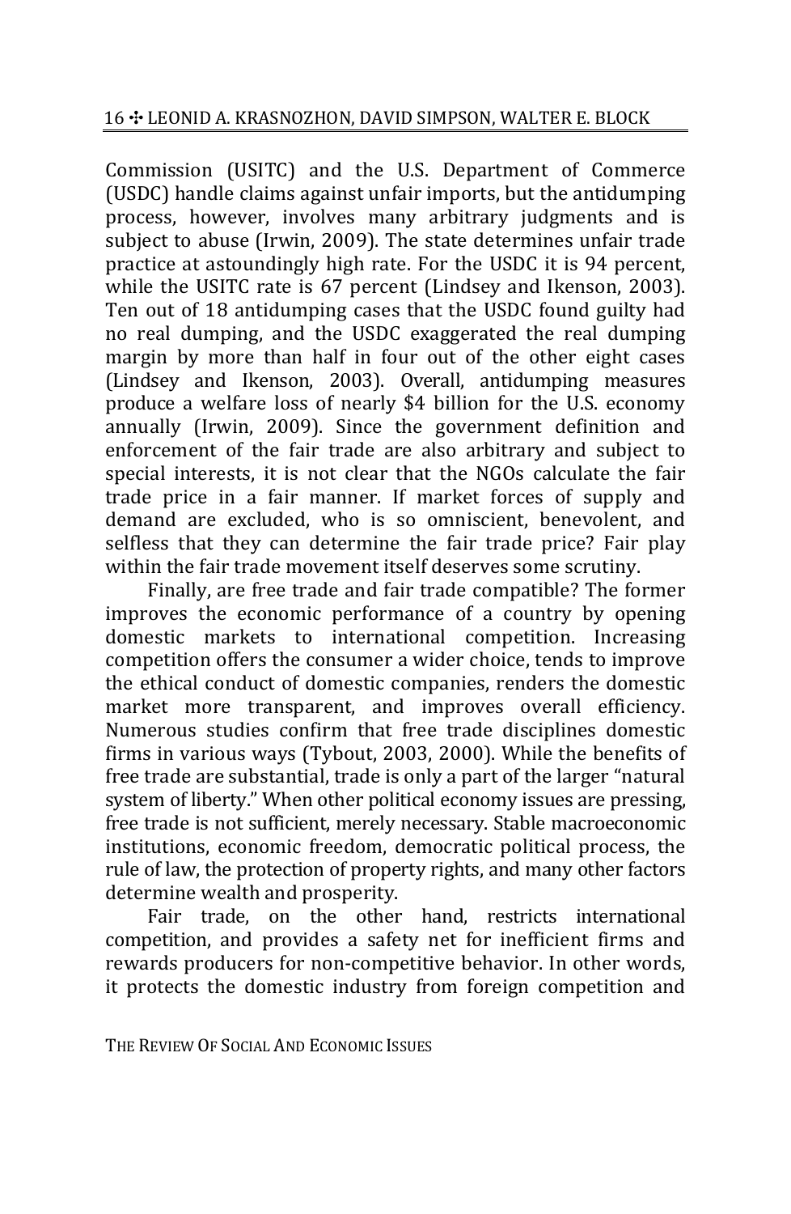Commission (USITC) and the U.S. Department of Commerce (USDC) handle claims against unfair imports, but the antidumping process, however, involves many arbitrary judgments and is subject to abuse (Irwin, 2009). The state determines unfair trade practice at astoundingly high rate. For the USDC it is 94 percent, while the USITC rate is 67 percent (Lindsey and Ikenson, 2003). Ten out of 18 antidumping cases that the USDC found guilty had no real dumping, and the USDC exaggerated the real dumping margin by more than half in four out of the other eight cases (Lindsey and Ikenson, 2003). Overall, antidumping measures produce a welfare loss of nearly $4 billion for the U.S. economy annually (Irwin, 2009). Since the government definition and enforcement of the fair trade are also arbitrary and subject to special interests, it is not clear that the NGOs calculate the fair trade price in a fair manner. If market forces of supply and demand are excluded, who is so omniscient, benevolent, and selfless that they can determine the fair trade price? Fair play within the fair trade movement itself deserves some scrutiny.

Finally, are free trade and fair trade compatible? The former improves the economic performance of a country by opening domestic markets to international competition. Increasing competition offers the consumer a wider choice, tends to improve the ethical conduct of domestic companies, renders the domestic market more transparent, and improves overall efficiency. Numerous studies confirm that free trade disciplines domestic firms in various ways (Tybout, 2003, 2000). While the benefits of free trade are substantial, trade is only a part of the larger "natural system of liberty." When other political economy issues are pressing, free trade is not sufficient, merely necessary. Stable macroeconomic institutions, economic freedom, democratic political process, the rule of law, the protection of property rights, and many other factors determine wealth and prosperity.

Fair trade, on the other hand, restricts international competition, and provides a safety net for inefficient firms and rewards producers for non-competitive behavior. In other words, it protects the domestic industry from foreign competition and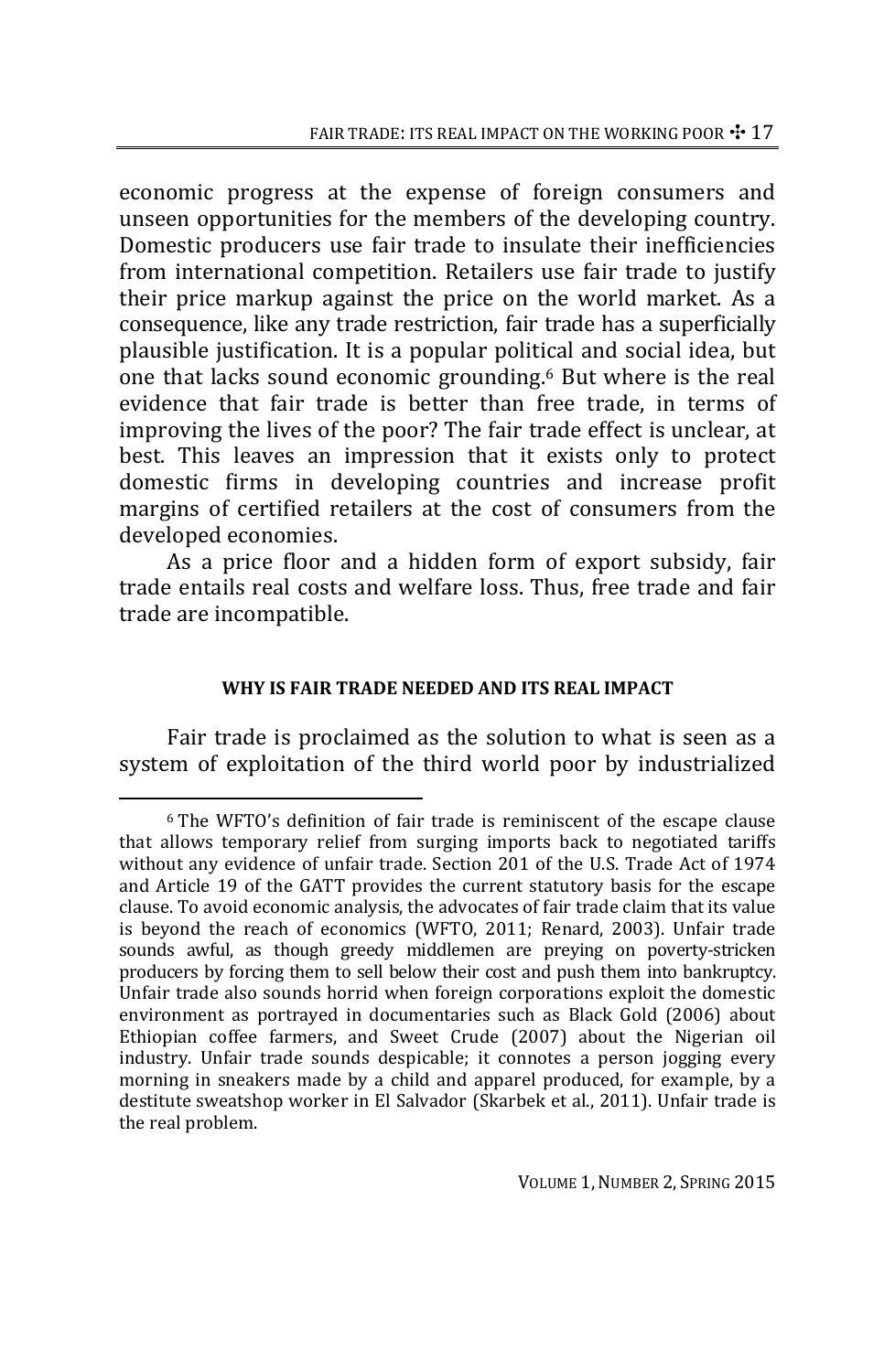economic progress at the expense of foreign consumers and unseen opportunities for the members of the developing country. Domestic producers use fair trade to insulate their inefficiencies from international competition. Retailers use fair trade to justify their price markup against the price on the world market. As a consequence, like any trade restriction, fair trade has a superficially plausible justification. It is a popular political and social idea, but one that lacks sound economic grounding.[6] But where is the real evidence that fair trade is better than free trade, in terms of improving the lives of the poor? The fair trade effect is unclear, at best. This leaves an impression that it exists only to protect domestic firms in developing countries and increase profit margins of certified retailers at the cost of consumers from the developed economies.

As a price floor and a hidden form of export subsidy, fair trade entails real costs and welfare loss. Thus, free trade and fair trade are incompatible.

## WHY IS FAIR TRADE NEEDED AND ITS REAL IMPACT

Fair trade is proclaimed as the solution to what is seen as a system of exploitation of the third world poor by industrialized

---

[6] The WFTO's definition of fair trade is reminiscent of the escape clause that allows temporary relief from surging imports back to negotiated tariffs without any evidence of unfair trade. Section 201 of the U.S. Trade Act of 1974 and Article 19 of the GATT provides the current statutory basis for the escape clause. To avoid economic analysis, the advocates of fair trade claim that its value is beyond the reach of economics (WFTO, 2011; Renard, 2003). Unfair trade sounds awful, as though greedy middlemen are preying on poverty-stricken producers by forcing them to sell below their cost and push them into bankruptcy. Unfair trade also sounds horrid when foreign corporations exploit the domestic environment as portrayed in documentaries such as Black Gold (2006) about Ethiopian coffee farmers, and Sweet Crude (2007) about the Nigerian oil industry. Unfair trade sounds despicable; it connotes a person jogging every morning in sneakers made by a child and apparel produced, for example, by a destitute sweatshop worker in El Salvador (Skarbek et al., 2011). Unfair trade is the real problem.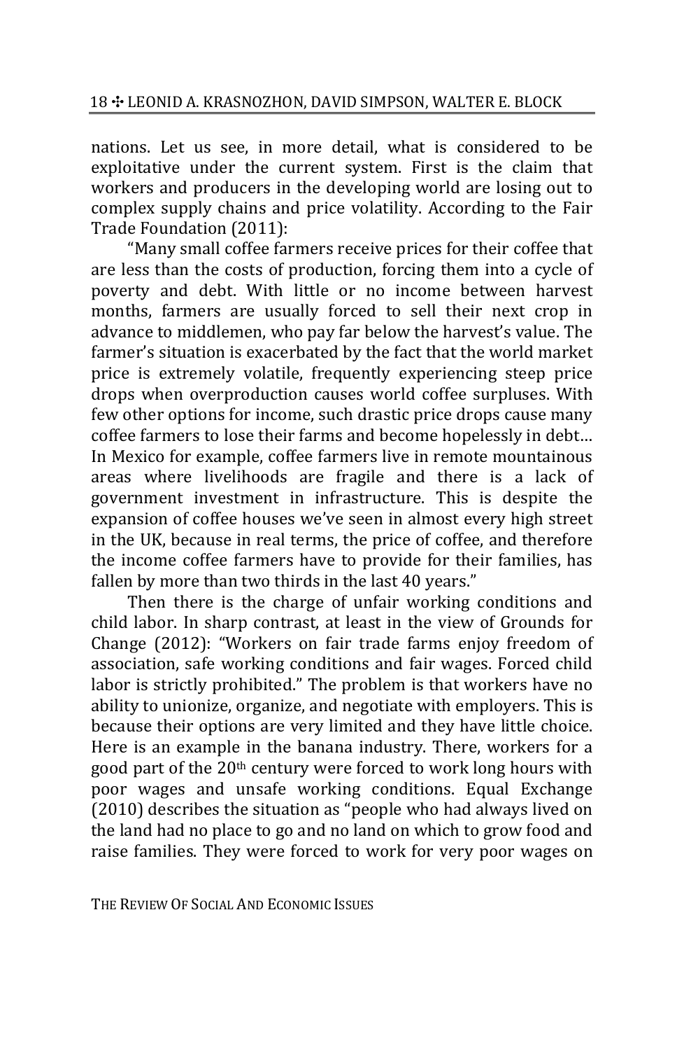nations. Let us see, in more detail, what is considered to be exploitative under the current system. First is the claim that workers and producers in the developing world are losing out to complex supply chains and price volatility. According to the Fair Trade Foundation (2011):

"Many small coffee farmers receive prices for their coffee that are less than the costs of production, forcing them into a cycle of poverty and debt. With little or no income between harvest months, farmers are usually forced to sell their next crop in advance to middlemen, who pay far below the harvest's value. The farmer's situation is exacerbated by the fact that the world market price is extremely volatile, frequently experiencing steep price drops when overproduction causes world coffee surpluses. With few other options for income, such drastic price drops cause many coffee farmers to lose their farms and become hopelessly in debt… In Mexico for example, coffee farmers live in remote mountainous areas where livelihoods are fragile and there is a lack of government investment in infrastructure. This is despite the expansion of coffee houses we've seen in almost every high street in the UK, because in real terms, the price of coffee, and therefore the income coffee farmers have to provide for their families, has fallen by more than two thirds in the last 40 years."

Then there is the charge of unfair working conditions and child labor. In sharp contrast, at least in the view of Grounds for Change (2012): "Workers on fair trade farms enjoy freedom of association, safe working conditions and fair wages. Forced child labor is strictly prohibited." The problem is that workers have no ability to unionize, organize, and negotiate with employers. This is because their options are very limited and they have little choice. Here is an example in the banana industry. There, workers for a good part of the 20th century were forced to work long hours with poor wages and unsafe working conditions. Equal Exchange (2010) describes the situation as "people who had always lived on the land had no place to go and no land on which to grow food and raise families. They were forced to work for very poor wages on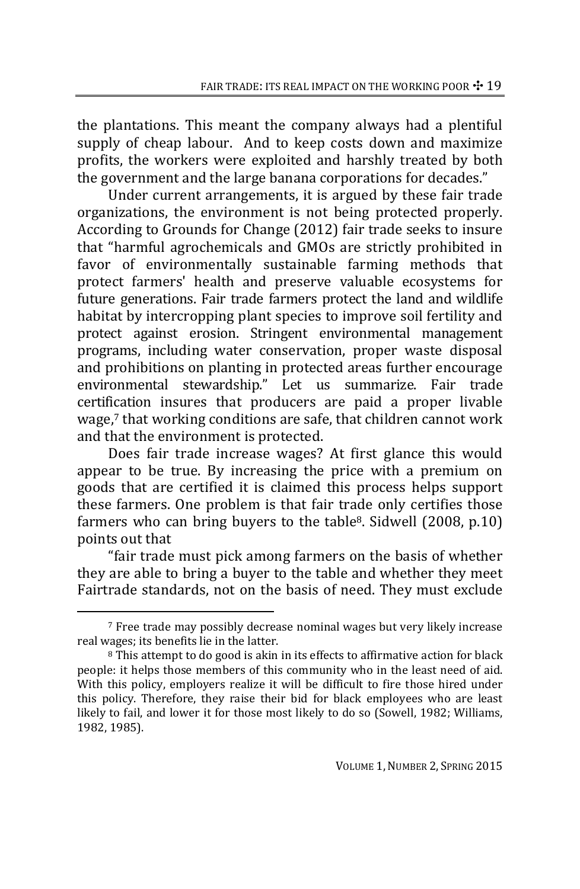the plantations. This meant the company always had a plentiful supply of cheap labour. And to keep costs down and maximize profits, the workers were exploited and harshly treated by both the government and the large banana corporations for decades."

Under current arrangements, it is argued by these fair trade organizations, the environment is not being protected properly. According to Grounds for Change (2012) fair trade seeks to insure that "harmful agrochemicals and GMOs are strictly prohibited in favor of environmentally sustainable farming methods that protect farmers' health and preserve valuable ecosystems for future generations. Fair trade farmers protect the land and wildlife habitat by intercropping plant species to improve soil fertility and protect against erosion. Stringent environmental management programs, including water conservation, proper waste disposal and prohibitions on planting in protected areas further encourage environmental stewardship." Let us summarize. Fair trade certification insures that producers are paid a proper livable wage,[7] that working conditions are safe, that children cannot work and that the environment is protected.

Does fair trade increase wages? At first glance this would appear to be true. By increasing the price with a premium on goods that are certified it is claimed this process helps support these farmers. One problem is that fair trade only certifies those farmers who can bring buyers to the table[8]. Sidwell (2008, p.10) points out that

"fair trade must pick among farmers on the basis of whether they are able to bring a buyer to the table and whether they meet Fairtrade standards, not on the basis of need. They must exclude

---

[7] Free trade may possibly decrease nominal wages but very likely increase real wages; its benefits lie in the latter.

[8] This attempt to do good is akin in its effects to affirmative action for black people: it helps those members of this community who in the least need of aid. With this policy, employers realize it will be difficult to fire those hired under this policy. Therefore, they raise their bid for black employees who are least likely to fail, and lower it for those most likely to do so (Sowell, 1982; Williams, 1982, 1985).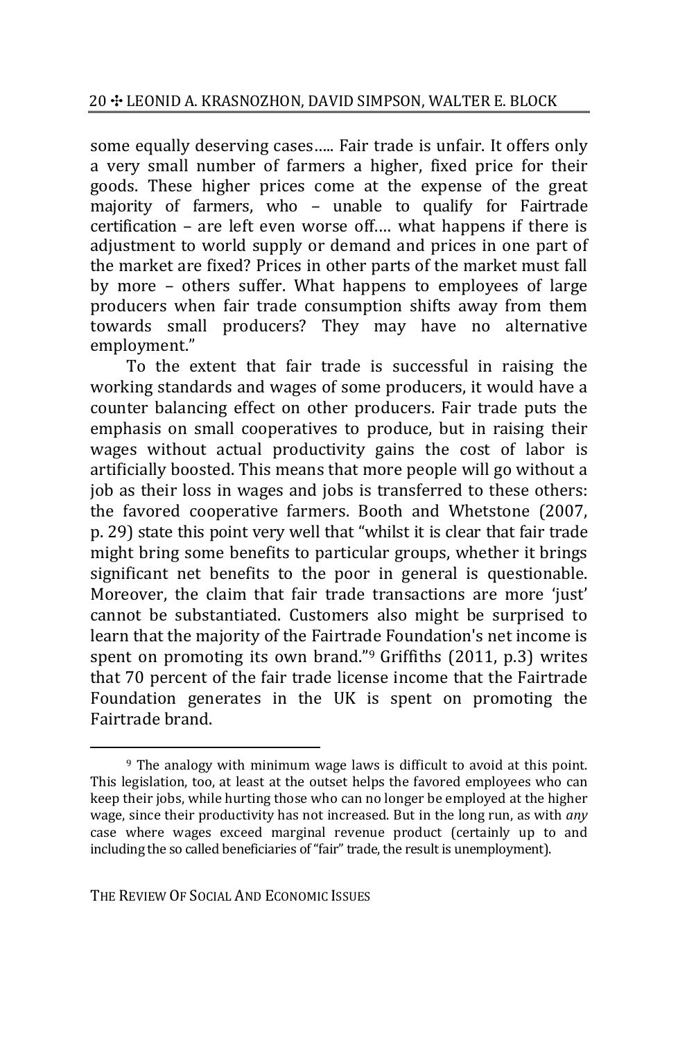some equally deserving cases….. Fair trade is unfair. It offers only a very small number of farmers a higher, fixed price for their goods. These higher prices come at the expense of the great majority of farmers, who – unable to qualify for Fairtrade certification – are left even worse off…. what happens if there is adjustment to world supply or demand and prices in one part of the market are fixed? Prices in other parts of the market must fall by more – others suffer. What happens to employees of large producers when fair trade consumption shifts away from them towards small producers? They may have no alternative employment."

To the extent that fair trade is successful in raising the working standards and wages of some producers, it would have a counter balancing effect on other producers. Fair trade puts the emphasis on small cooperatives to produce, but in raising their wages without actual productivity gains the cost of labor is artificially boosted. This means that more people will go without a job as their loss in wages and jobs is transferred to these others: the favored cooperative farmers. Booth and Whetstone (2007, p. 29) state this point very well that "whilst it is clear that fair trade might bring some benefits to particular groups, whether it brings significant net benefits to the poor in general is questionable. Moreover, the claim that fair trade transactions are more 'just' cannot be substantiated. Customers also might be surprised to learn that the majority of the Fairtrade Foundation's net income is spent on promoting its own brand."[9] Griffiths (2011, p.3) writes that 70 percent of the fair trade license income that the Fairtrade Foundation generates in the UK is spent on promoting the Fairtrade brand.

---

[9] The analogy with minimum wage laws is difficult to avoid at this point. This legislation, too, at least at the outset helps the favored employees who can keep their jobs, while hurting those who can no longer be employed at the higher wage, since their productivity has not increased. But in the long run, as with *any* case where wages exceed marginal revenue product (certainly up to and including the so called beneficiaries of "fair" trade, the result is unemployment).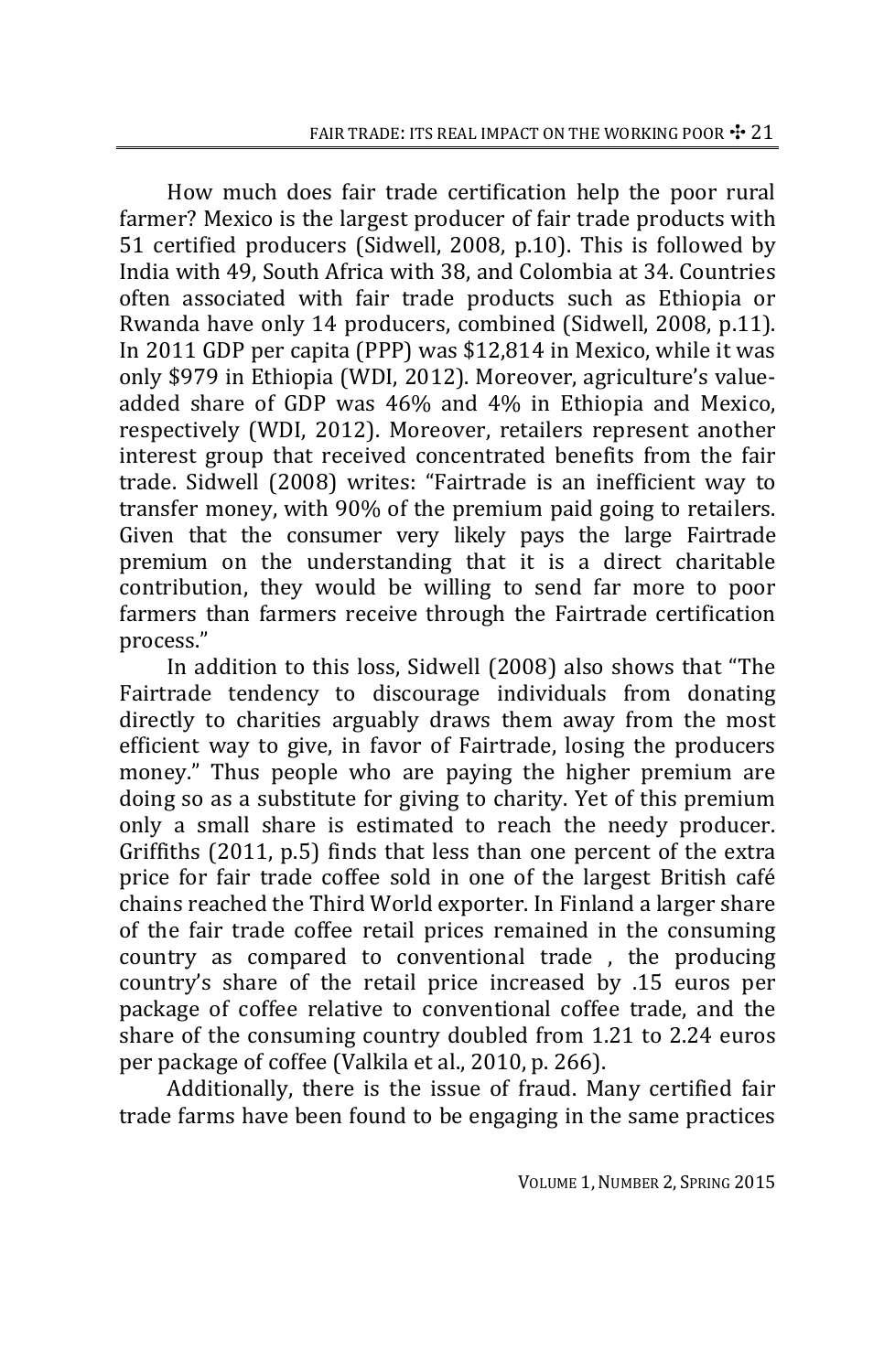How much does fair trade certification help the poor rural farmer? Mexico is the largest producer of fair trade products with 51 certified producers (Sidwell, 2008, p.10). This is followed by India with 49, South Africa with 38, and Colombia at 34. Countries often associated with fair trade products such as Ethiopia or Rwanda have only 14 producers, combined (Sidwell, 2008, p.11). In 2011 GDP per capita (PPP) was $12,814 in Mexico, while it was only $979 in Ethiopia (WDI, 2012). Moreover, agriculture's value-added share of GDP was 46% and 4% in Ethiopia and Mexico, respectively (WDI, 2012). Moreover, retailers represent another interest group that received concentrated benefits from the fair trade. Sidwell (2008) writes: "Fairtrade is an inefficient way to transfer money, with 90% of the premium paid going to retailers. Given that the consumer very likely pays the large Fairtrade premium on the understanding that it is a direct charitable contribution, they would be willing to send far more to poor farmers than farmers receive through the Fairtrade certification process."

In addition to this loss, Sidwell (2008) also shows that "The Fairtrade tendency to discourage individuals from donating directly to charities arguably draws them away from the most efficient way to give, in favor of Fairtrade, losing the producers money." Thus people who are paying the higher premium are doing so as a substitute for giving to charity. Yet of this premium only a small share is estimated to reach the needy producer. Griffiths (2011, p.5) finds that less than one percent of the extra price for fair trade coffee sold in one of the largest British café chains reached the Third World exporter. In Finland a larger share of the fair trade coffee retail prices remained in the consuming country as compared to conventional trade , the producing country's share of the retail price increased by .15 euros per package of coffee relative to conventional coffee trade, and the share of the consuming country doubled from 1.21 to 2.24 euros per package of coffee (Valkila et al., 2010, p. 266).

Additionally, there is the issue of fraud. Many certified fair trade farms have been found to be engaging in the same practices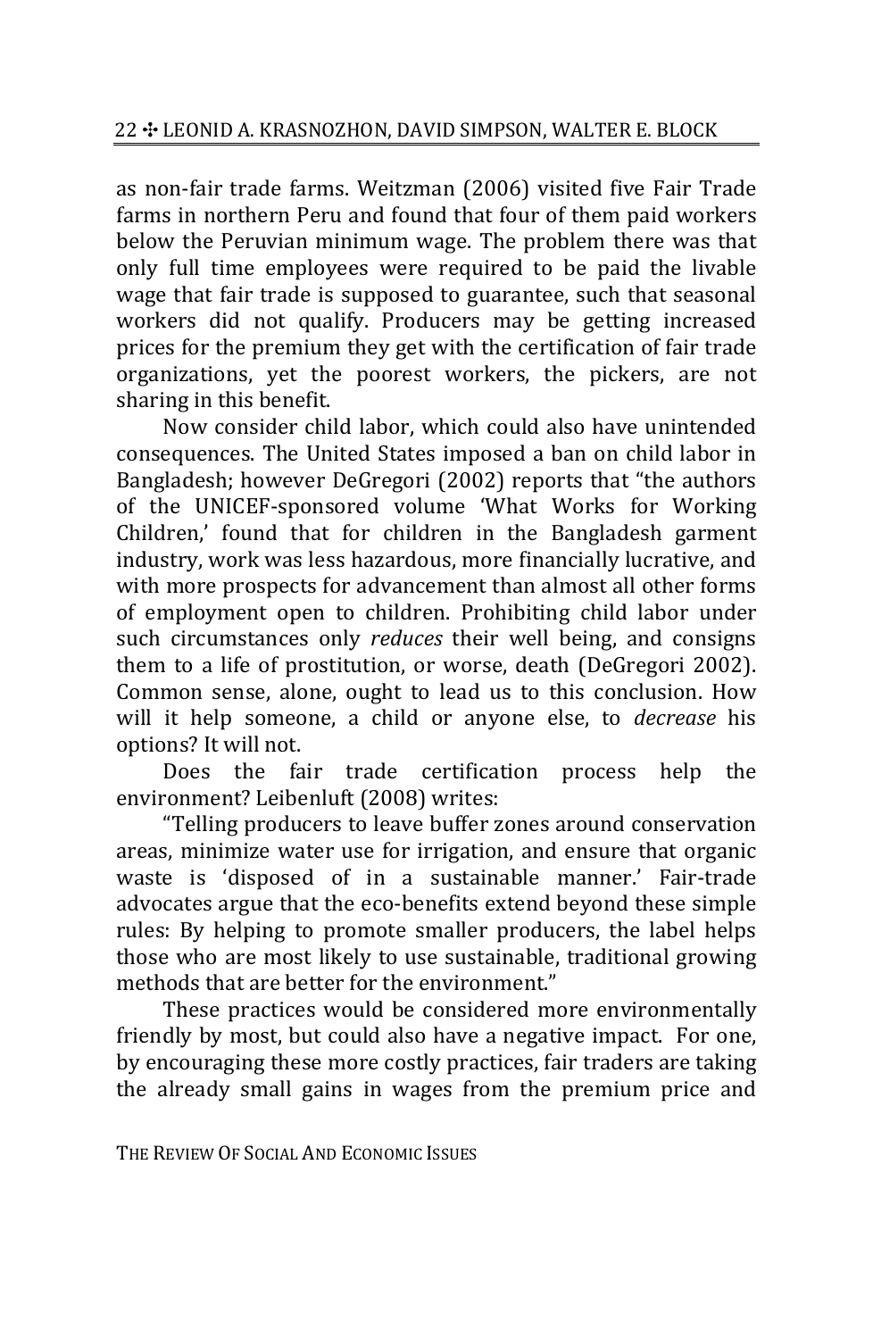as non-fair trade farms. Weitzman (2006) visited five Fair Trade farms in northern Peru and found that four of them paid workers below the Peruvian minimum wage. The problem there was that only full time employees were required to be paid the livable wage that fair trade is supposed to guarantee, such that seasonal workers did not qualify. Producers may be getting increased prices for the premium they get with the certification of fair trade organizations, yet the poorest workers, the pickers, are not sharing in this benefit.

Now consider child labor, which could also have unintended consequences. The United States imposed a ban on child labor in Bangladesh; however DeGregori (2002) reports that "the authors of the UNICEF-sponsored volume 'What Works for Working Children,' found that for children in the Bangladesh garment industry, work was less hazardous, more financially lucrative, and with more prospects for advancement than almost all other forms of employment open to children. Prohibiting child labor under such circumstances only *reduces* their well being, and consigns them to a life of prostitution, or worse, death (DeGregori 2002). Common sense, alone, ought to lead us to this conclusion. How will it help someone, a child or anyone else, to *decrease* his options? It will not.

Does the fair trade certification process help the environment? Leibenluft (2008) writes:

"Telling producers to leave buffer zones around conservation areas, minimize water use for irrigation, and ensure that organic waste is 'disposed of in a sustainable manner.' Fair-trade advocates argue that the eco-benefits extend beyond these simple rules: By helping to promote smaller producers, the label helps those who are most likely to use sustainable, traditional growing methods that are better for the environment."

These practices would be considered more environmentally friendly by most, but could also have a negative impact. For one, by encouraging these more costly practices, fair traders are taking the already small gains in wages from the premium price and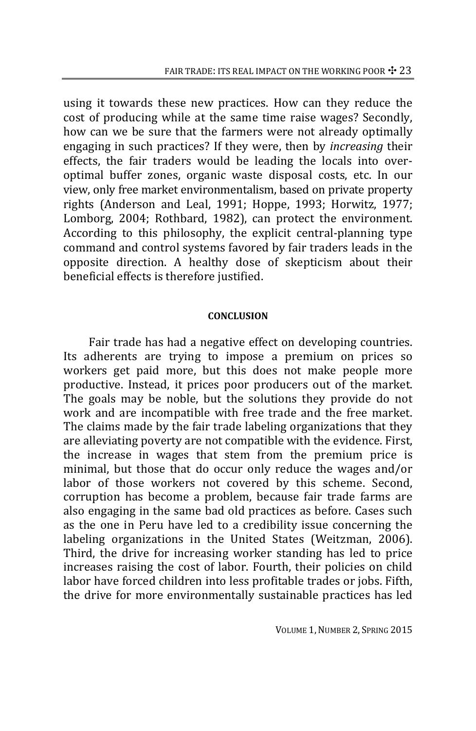using it towards these new practices. How can they reduce the cost of producing while at the same time raise wages? Secondly, how can we be sure that the farmers were not already optimally engaging in such practices? If they were, then by *increasing* their effects, the fair traders would be leading the locals into over-optimal buffer zones, organic waste disposal costs, etc. In our view, only free market environmentalism, based on private property rights (Anderson and Leal, 1991; Hoppe, 1993; Horwitz, 1977; Lomborg, 2004; Rothbard, 1982), can protect the environment. According to this philosophy, the explicit central-planning type command and control systems favored by fair traders leads in the opposite direction. A healthy dose of skepticism about their beneficial effects is therefore justified.

## CONCLUSION

Fair trade has had a negative effect on developing countries. Its adherents are trying to impose a premium on prices so workers get paid more, but this does not make people more productive. Instead, it prices poor producers out of the market. The goals may be noble, but the solutions they provide do not work and are incompatible with free trade and the free market. The claims made by the fair trade labeling organizations that they are alleviating poverty are not compatible with the evidence. First, the increase in wages that stem from the premium price is minimal, but those that do occur only reduce the wages and/or labor of those workers not covered by this scheme. Second, corruption has become a problem, because fair trade farms are also engaging in the same bad old practices as before. Cases such as the one in Peru have led to a credibility issue concerning the labeling organizations in the United States (Weitzman, 2006). Third, the drive for increasing worker standing has led to price increases raising the cost of labor. Fourth, their policies on child labor have forced children into less profitable trades or jobs. Fifth, the drive for more environmentally sustainable practices has led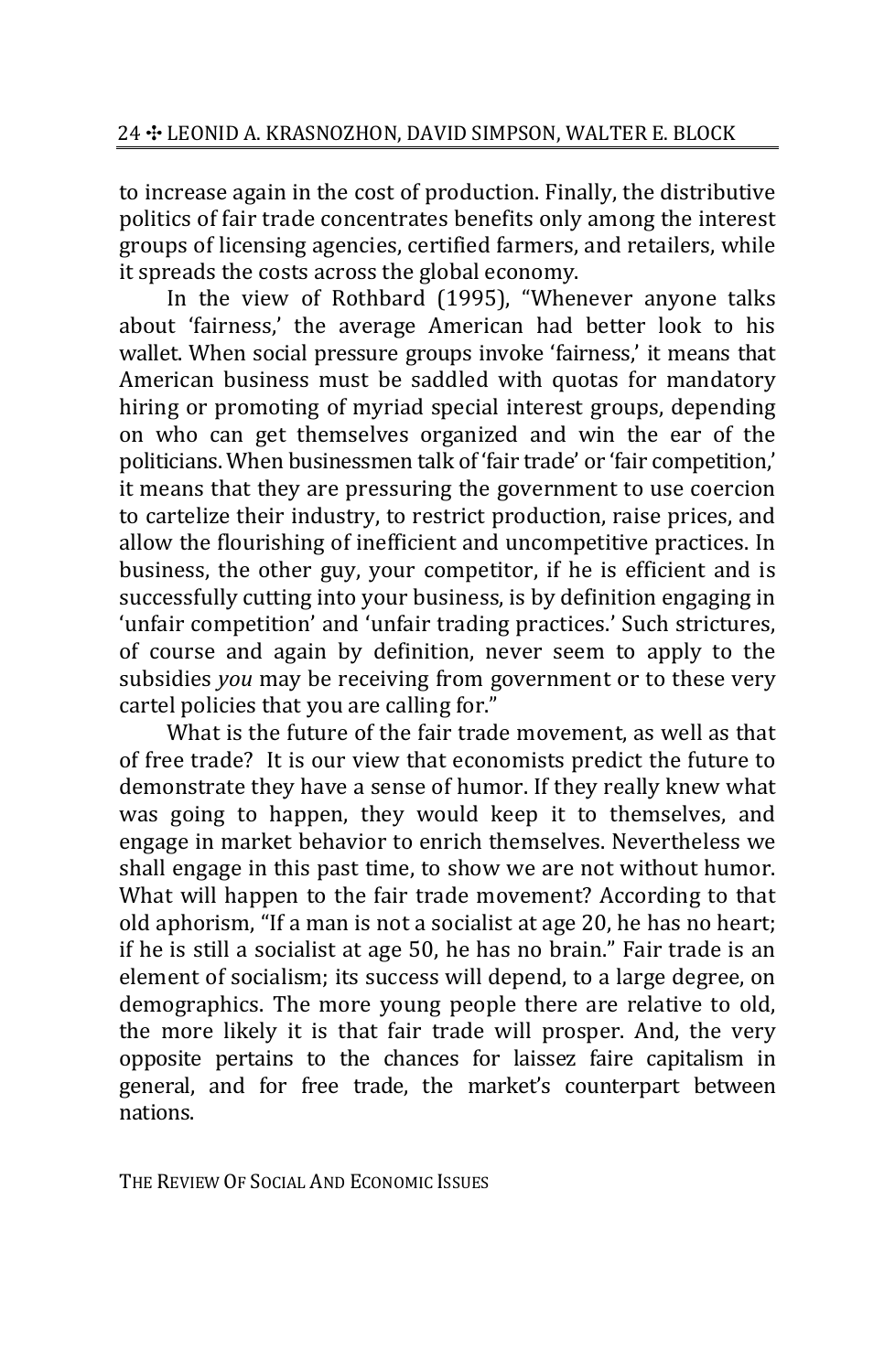to increase again in the cost of production. Finally, the distributive politics of fair trade concentrates benefits only among the interest groups of licensing agencies, certified farmers, and retailers, while it spreads the costs across the global economy.

In the view of Rothbard (1995), "Whenever anyone talks about 'fairness,' the average American had better look to his wallet. When social pressure groups invoke 'fairness,' it means that American business must be saddled with quotas for mandatory hiring or promoting of myriad special interest groups, depending on who can get themselves organized and win the ear of the politicians. When businessmen talk of 'fair trade' or 'fair competition,' it means that they are pressuring the government to use coercion to cartelize their industry, to restrict production, raise prices, and allow the flourishing of inefficient and uncompetitive practices. In business, the other guy, your competitor, if he is efficient and is successfully cutting into your business, is by definition engaging in 'unfair competition' and 'unfair trading practices.' Such strictures, of course and again by definition, never seem to apply to the subsidies *you* may be receiving from government or to these very cartel policies that you are calling for."

What is the future of the fair trade movement, as well as that of free trade? It is our view that economists predict the future to demonstrate they have a sense of humor. If they really knew what was going to happen, they would keep it to themselves, and engage in market behavior to enrich themselves. Nevertheless we shall engage in this past time, to show we are not without humor. What will happen to the fair trade movement? According to that old aphorism, "If a man is not a socialist at age 20, he has no heart; if he is still a socialist at age 50, he has no brain." Fair trade is an element of socialism; its success will depend, to a large degree, on demographics. The more young people there are relative to old, the more likely it is that fair trade will prosper. And, the very opposite pertains to the chances for laissez faire capitalism in general, and for free trade, the market's counterpart between nations.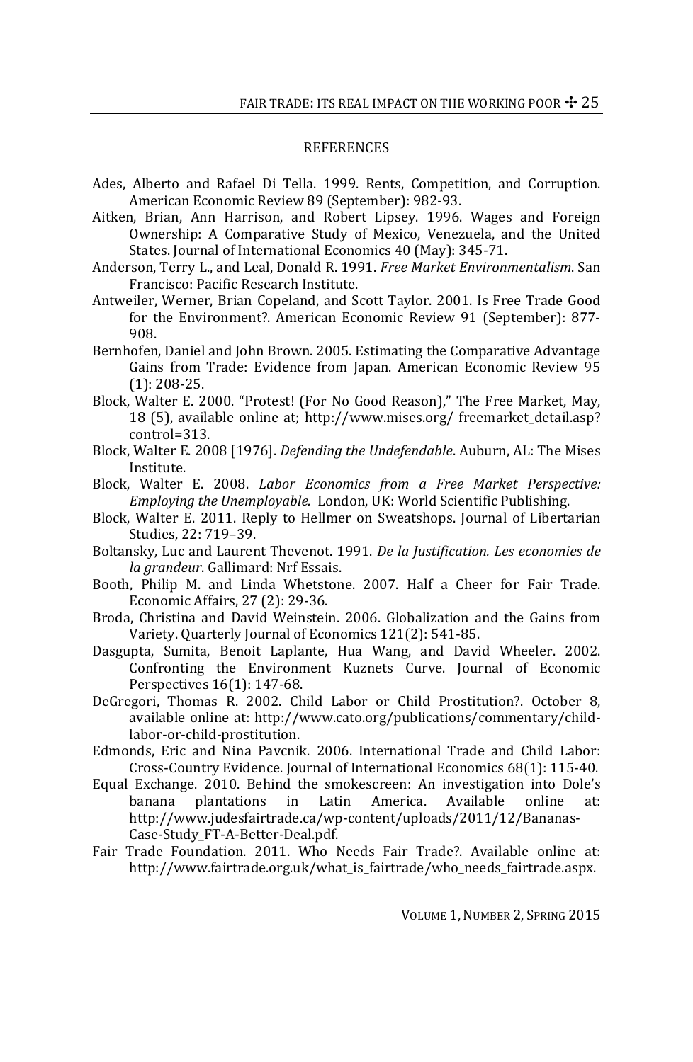## REFERENCES

Ades, Alberto and Rafael Di Tella. 1999. Rents, Competition, and Corruption. American Economic Review 89 (September): 982-93.

Aitken, Brian, Ann Harrison, and Robert Lipsey. 1996. Wages and Foreign Ownership: A Comparative Study of Mexico, Venezuela, and the United States. Journal of International Economics 40 (May): 345-71.

Anderson, Terry L., and Leal, Donald R. 1991. *Free Market Environmentalism*. San Francisco: Pacific Research Institute.

Antweiler, Werner, Brian Copeland, and Scott Taylor. 2001. Is Free Trade Good for the Environment?. American Economic Review 91 (September): 877-908.

Bernhofen, Daniel and John Brown. 2005. Estimating the Comparative Advantage Gains from Trade: Evidence from Japan. American Economic Review 95 (1): 208-25.

Block, Walter E. 2000. "Protest! (For No Good Reason)," The Free Market, May, 18 (5), available online at; http://www.mises.org/ freemarket_detail.asp?control=313.

Block, Walter E. 2008 [1976]. *Defending the Undefendable*. Auburn, AL: The Mises Institute.

Block, Walter E. 2008. *Labor Economics from a Free Market Perspective: Employing the Unemployable.* London, UK: World Scientific Publishing.

Block, Walter E. 2011. Reply to Hellmer on Sweatshops. Journal of Libertarian Studies, 22: 719–39.

Boltansky, Luc and Laurent Thevenot. 1991. *De la Justification. Les economies de la grandeur*. Gallimard: Nrf Essais.

Booth, Philip M. and Linda Whetstone. 2007. Half a Cheer for Fair Trade. Economic Affairs, 27 (2): 29-36.

Broda, Christina and David Weinstein. 2006. Globalization and the Gains from Variety. Quarterly Journal of Economics 121(2): 541-85.

Dasgupta, Sumita, Benoit Laplante, Hua Wang, and David Wheeler. 2002. Confronting the Environment Kuznets Curve. Journal of Economic Perspectives 16(1): 147-68.

DeGregori, Thomas R. 2002. Child Labor or Child Prostitution?. October 8, available online at: http://www.cato.org/publications/commentary/child-labor-or-child-prostitution.

Edmonds, Eric and Nina Pavcnik. 2006. International Trade and Child Labor: Cross-Country Evidence. Journal of International Economics 68(1): 115-40.

Equal Exchange. 2010. Behind the smokescreen: An investigation into Dole's banana plantations in Latin America. Available online at: http://www.judesfairtrade.ca/wp-content/uploads/2011/12/Bananas-Case-Study_FT-A-Better-Deal.pdf.

Fair Trade Foundation. 2011. Who Needs Fair Trade?. Available online at: http://www.fairtrade.org.uk/what_is_fairtrade/who_needs_fairtrade.aspx.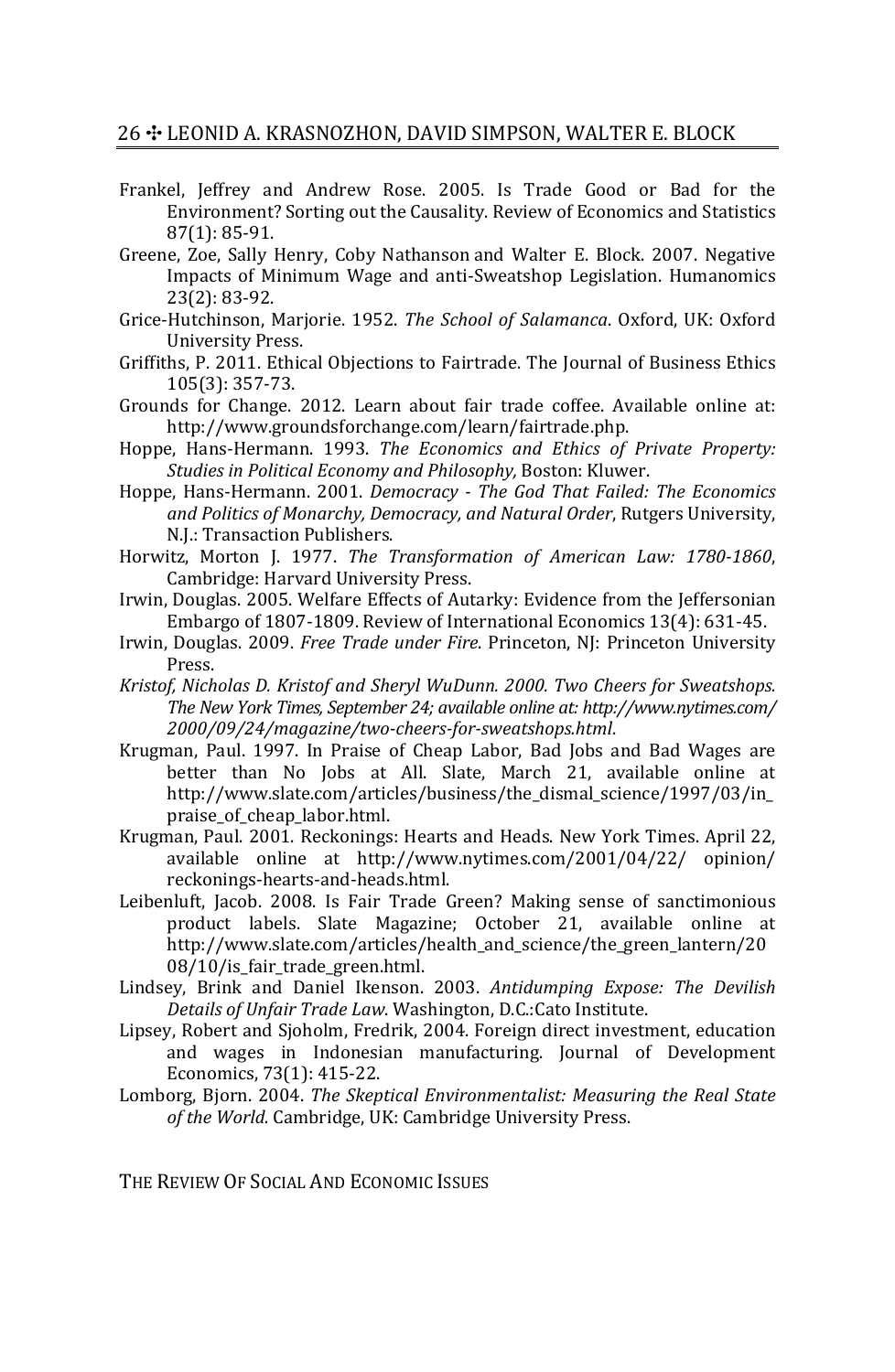Frankel, Jeffrey and Andrew Rose. 2005. Is Trade Good or Bad for the Environment? Sorting out the Causality. Review of Economics and Statistics 87(1): 85-91.

Greene, Zoe, Sally Henry, Coby Nathanson and Walter E. Block. 2007. Negative Impacts of Minimum Wage and anti-Sweatshop Legislation. Humanomics 23(2): 83-92.

Grice-Hutchinson, Marjorie. 1952. *The School of Salamanca*. Oxford, UK: Oxford University Press.

Griffiths, P. 2011. Ethical Objections to Fairtrade. The Journal of Business Ethics 105(3): 357-73.

Grounds for Change. 2012. Learn about fair trade coffee. Available online at: http://www.groundsforchange.com/learn/fairtrade.php.

Hoppe, Hans-Hermann. 1993. *The Economics and Ethics of Private Property: Studies in Political Economy and Philosophy,* Boston: Kluwer.

Hoppe, Hans-Hermann. 2001. *Democracy - The God That Failed: The Economics and Politics of Monarchy, Democracy, and Natural Order*, Rutgers University, N.J.: Transaction Publishers.

Horwitz, Morton J. 1977. *The Transformation of American Law: 1780-1860*, Cambridge: Harvard University Press.

Irwin, Douglas. 2005. Welfare Effects of Autarky: Evidence from the Jeffersonian Embargo of 1807-1809. Review of International Economics 13(4): 631-45.

Irwin, Douglas. 2009. *Free Trade under Fire*. Princeton, NJ: Princeton University Press.

*Kristof, Nicholas D. Kristof and Sheryl WuDunn. 2000. Two Cheers for Sweatshops. The New York Times, September 24; available online at: http://www.nytimes.com/2000/09/24/magazine/two-cheers-for-sweatshops.html*.

Krugman, Paul. 1997. In Praise of Cheap Labor, Bad Jobs and Bad Wages are better than No Jobs at All. Slate, March 21, available online at http://www.slate.com/articles/business/the_dismal_science/1997/03/in_praise_of_cheap_labor.html.

Krugman, Paul. 2001. Reckonings: Hearts and Heads. New York Times. April 22, available online at http://www.nytimes.com/2001/04/22/ opinion/ reckonings-hearts-and-heads.html.

Leibenluft, Jacob. 2008. Is Fair Trade Green? Making sense of sanctimonious product labels. Slate Magazine; October 21, available online at http://www.slate.com/articles/health_and_science/the_green_lantern/2008/10/is_fair_trade_green.html.

Lindsey, Brink and Daniel Ikenson. 2003. *Antidumping Expose: The Devilish Details of Unfair Trade Law*. Washington, D.C.:Cato Institute.

Lipsey, Robert and Sjoholm, Fredrik, 2004. Foreign direct investment, education and wages in Indonesian manufacturing. Journal of Development Economics, 73(1): 415-22.

Lomborg, Bjorn. 2004. *The Skeptical Environmentalist: Measuring the Real State of the World.* Cambridge, UK: Cambridge University Press.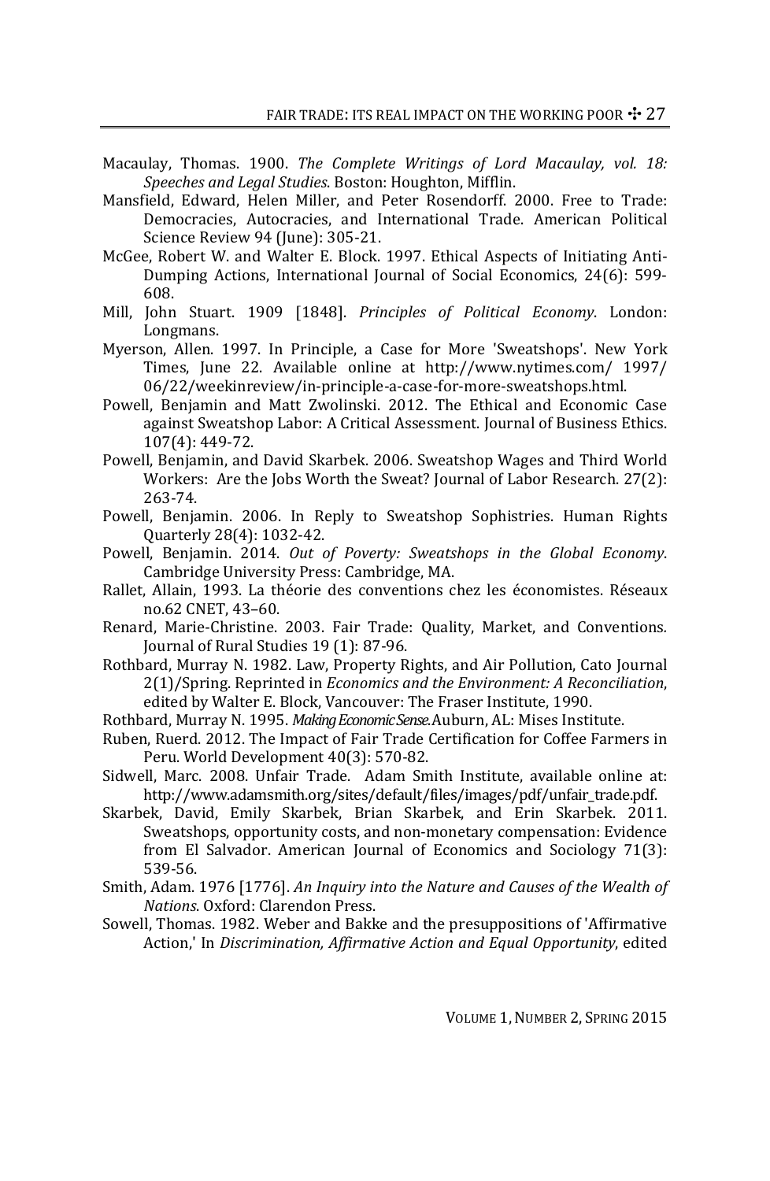Macaulay, Thomas. 1900. *The Complete Writings of Lord Macaulay, vol. 18: Speeches and Legal Studies*. Boston: Houghton, Mifflin.

Mansfield, Edward, Helen Miller, and Peter Rosendorff. 2000. Free to Trade: Democracies, Autocracies, and International Trade. American Political Science Review 94 (June): 305-21.

McGee, Robert W. and Walter E. Block. 1997. Ethical Aspects of Initiating Anti-Dumping Actions, International Journal of Social Economics, 24(6): 599-608.

Mill, John Stuart. 1909 [1848]. *Principles of Political Economy*. London: Longmans.

Myerson, Allen. 1997. In Principle, a Case for More 'Sweatshops'. New York Times, June 22. Available online at http://www.nytimes.com/ 1997/ 06/22/weekinreview/in-principle-a-case-for-more-sweatshops.html.

Powell, Benjamin and Matt Zwolinski. 2012. The Ethical and Economic Case against Sweatshop Labor: A Critical Assessment. Journal of Business Ethics. 107(4): 449-72.

Powell, Benjamin, and David Skarbek. 2006. Sweatshop Wages and Third World Workers: Are the Jobs Worth the Sweat? Journal of Labor Research. 27(2): 263-74.

Powell, Benjamin. 2006. In Reply to Sweatshop Sophistries. Human Rights Quarterly 28(4): 1032-42.

Powell, Benjamin. 2014. *Out of Poverty: Sweatshops in the Global Economy*. Cambridge University Press: Cambridge, MA.

Rallet, Allain, 1993. La théorie des conventions chez les économistes. Réseaux no.62 CNET, 43–60.

Renard, Marie-Christine. 2003. Fair Trade: Quality, Market, and Conventions. Journal of Rural Studies 19 (1): 87-96.

Rothbard, Murray N. 1982. Law, Property Rights, and Air Pollution, Cato Journal 2(1)/Spring. Reprinted in *Economics and the Environment: A Reconciliation*, edited by Walter E. Block, Vancouver: The Fraser Institute, 1990.

Rothbard, Murray N. 1995. *Making Economic Sense*. Auburn, AL: Mises Institute.

Ruben, Ruerd. 2012. The Impact of Fair Trade Certification for Coffee Farmers in Peru. World Development 40(3): 570-82.

Sidwell, Marc. 2008. Unfair Trade. Adam Smith Institute, available online at: http://www.adamsmith.org/sites/default/files/images/pdf/unfair_trade.pdf.

Skarbek, David, Emily Skarbek, Brian Skarbek, and Erin Skarbek. 2011. Sweatshops, opportunity costs, and non-monetary compensation: Evidence from El Salvador. American Journal of Economics and Sociology 71(3): 539-56.

Smith, Adam. 1976 [1776]. *An Inquiry into the Nature and Causes of the Wealth of Nations*. Oxford: Clarendon Press.

Sowell, Thomas. 1982. Weber and Bakke and the presuppositions of 'Affirmative Action,' In *Discrimination, Affirmative Action and Equal Opportunity*, edited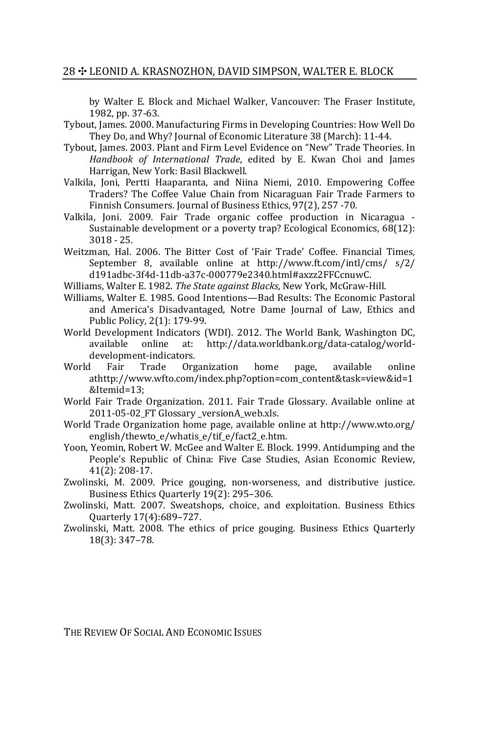by Walter E. Block and Michael Walker, Vancouver: The Fraser Institute, 1982, pp. 37-63.

Tybout, James. 2000. Manufacturing Firms in Developing Countries: How Well Do They Do, and Why? Journal of Economic Literature 38 (March): 11-44.

Tybout, James. 2003. Plant and Firm Level Evidence on "New" Trade Theories. In *Handbook of International Trade*, edited by E. Kwan Choi and James Harrigan, New York: Basil Blackwell.

Valkila, Joni, Pertti Haaparanta, and Niina Niemi, 2010. Empowering Coffee Traders? The Coffee Value Chain from Nicaraguan Fair Trade Farmers to Finnish Consumers. Journal of Business Ethics, 97(2), 257 -70.

Valkila, Joni. 2009. Fair Trade organic coffee production in Nicaragua - Sustainable development or a poverty trap? Ecological Economics, 68(12): 3018 - 25.

Weitzman, Hal. 2006. The Bitter Cost of 'Fair Trade' Coffee. Financial Times, September 8, available online at http://www.ft.com/intl/cms/ s/2/ d191adbc-3f4d-11db-a37c-000779e2340.html#axzz2FFCcnuwC.

Williams, Walter E. 1982. *The State against Blacks*, New York, McGraw-Hill.

Williams, Walter E. 1985. Good Intentions—Bad Results: The Economic Pastoral and America's Disadvantaged, Notre Dame Journal of Law, Ethics and Public Policy, 2(1): 179-99.

World Development Indicators (WDI). 2012. The World Bank, Washington DC, available online at: http://data.worldbank.org/data-catalog/world-development-indicators.

World Fair Trade Organization home page, available online athttp://www.wfto.com/index.php?option=com_content&task=view&id=1 &Itemid=13;

World Fair Trade Organization. 2011. Fair Trade Glossary. Available online at 2011-05-02_FT Glossary _versionA_web.xls.

World Trade Organization home page, available online at http://www.wto.org/ english/thewto_e/whatis_e/tif_e/fact2_e.htm.

Yoon, Yeomin, Robert W. McGee and Walter E. Block. 1999. Antidumping and the People's Republic of China: Five Case Studies, Asian Economic Review, 41(2): 208-17.

Zwolinski, M. 2009. Price gouging, non-worseness, and distributive justice. Business Ethics Quarterly 19(2): 295–306.

Zwolinski, Matt. 2007. Sweatshops, choice, and exploitation. Business Ethics Quarterly 17(4):689–727.

Zwolinski, Matt. 2008. The ethics of price gouging. Business Ethics Quarterly 18(3): 347–78.